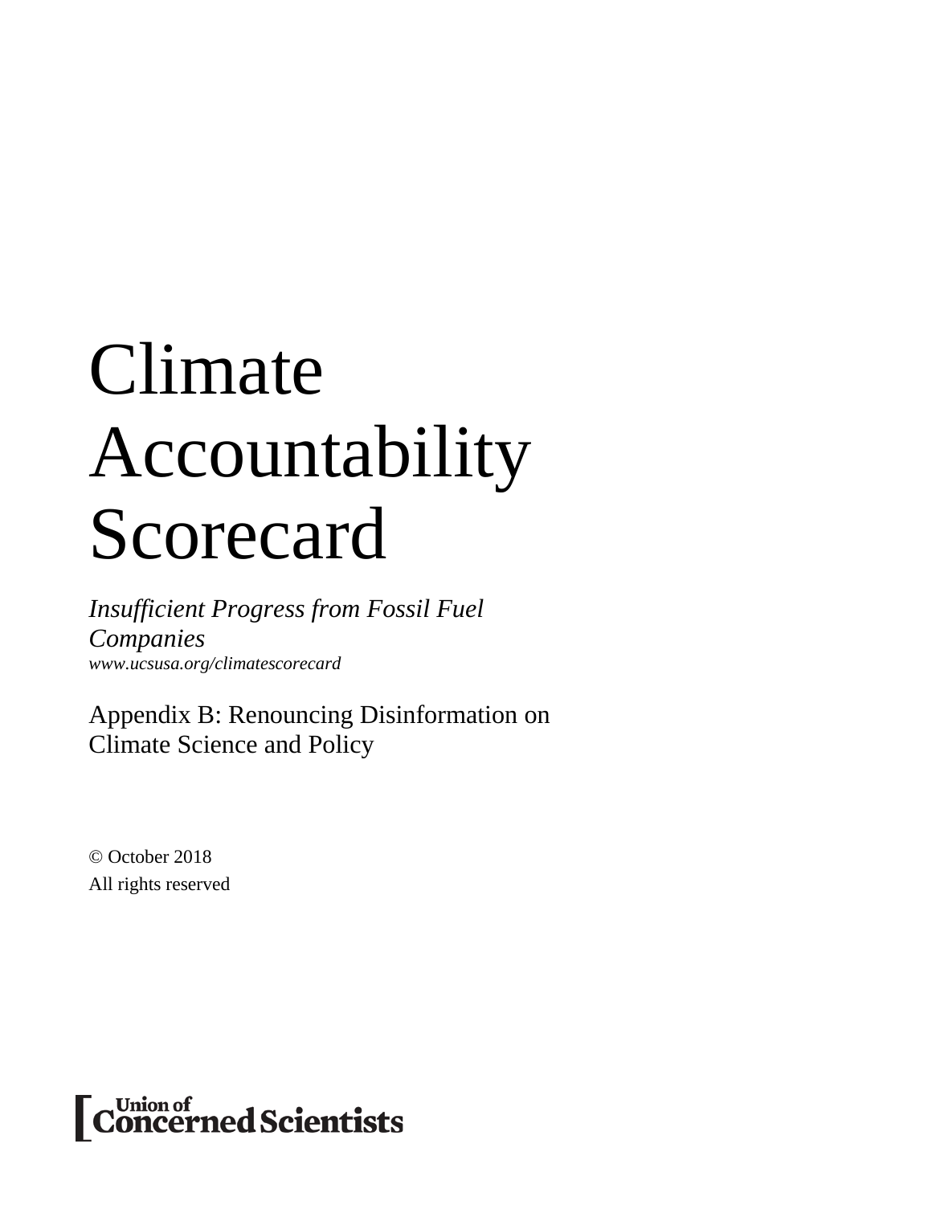# Climate Accountability Scorecard

*Insufficient Progress from Fossil Fuel Companies*
*www.ucsusa.org/climatescorecard*

Appendix B: Renouncing Disinformation on Climate Science and Policy

© October 2018
All rights reserved

Union of Concerned Scientists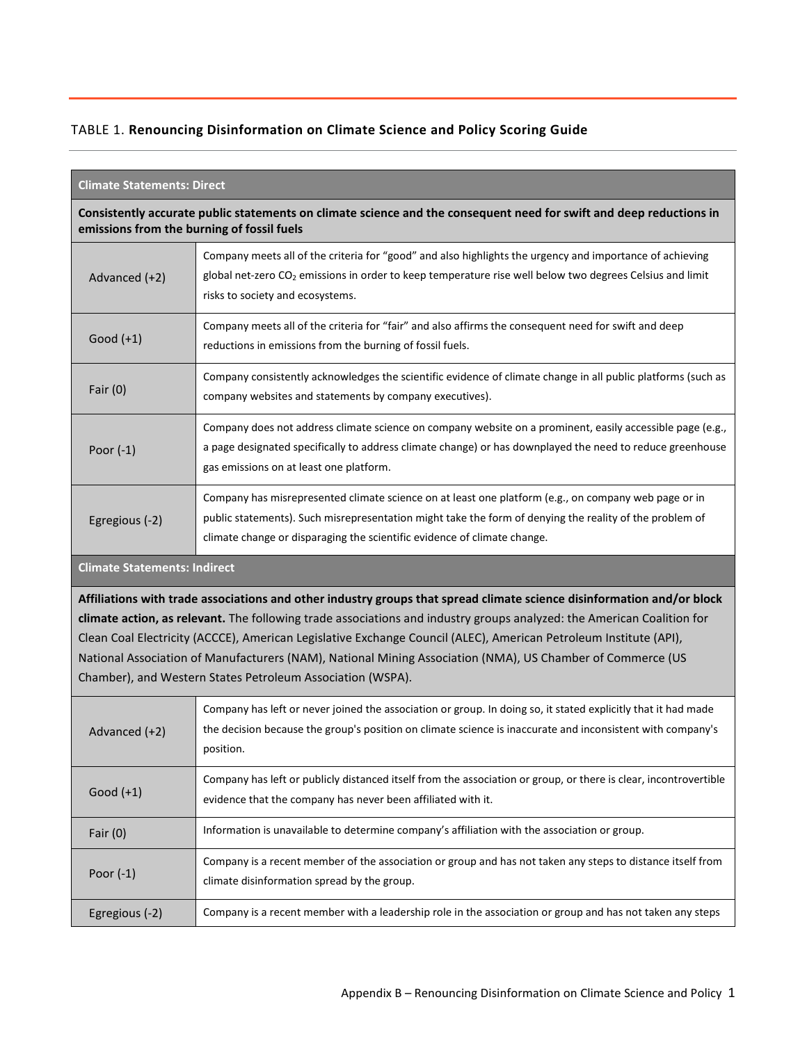TABLE 1. **Renouncing Disinformation on Climate Science and Policy Scoring Guide**

| **Climate Statements: Direct** | |
|---|---|
| **Consistently accurate public statements on climate science and the consequent need for swift and deep reductions in emissions from the burning of fossil fuels** | |
| Advanced (+2) | Company meets all of the criteria for “good” and also highlights the urgency and importance of achieving global net-zero $CO_2$ emissions in order to keep temperature rise well below two degrees Celsius and limit risks to society and ecosystems. |
| Good (+1) | Company meets all of the criteria for “fair” and also affirms the consequent need for swift and deep reductions in emissions from the burning of fossil fuels. |
| Fair (0) | Company consistently acknowledges the scientific evidence of climate change in all public platforms (such as company websites and statements by company executives). |
| Poor (-1) | Company does not address climate science on company website on a prominent, easily accessible page (e.g., a page designated specifically to address climate change) or has downplayed the need to reduce greenhouse gas emissions on at least one platform. |
| Egregious (-2) | Company has misrepresented climate science on at least one platform (e.g., on company web page or in public statements). Such misrepresentation might take the form of denying the reality of the problem of climate change or disparaging the scientific evidence of climate change. |
| **Climate Statements: Indirect** | |
| **Affiliations with trade associations and other industry groups that spread climate science disinformation and/or block climate action, as relevant.** The following trade associations and industry groups analyzed: the American Coalition for Clean Coal Electricity (ACCCE), American Legislative Exchange Council (ALEC), American Petroleum Institute (API), National Association of Manufacturers (NAM), National Mining Association (NMA), US Chamber of Commerce (US Chamber), and Western States Petroleum Association (WSPA). | |
| Advanced (+2) | Company has left or never joined the association or group. In doing so, it stated explicitly that it had made the decision because the group's position on climate science is inaccurate and inconsistent with company's position. |
| Good (+1) | Company has left or publicly distanced itself from the association or group, or there is clear, incontrovertible evidence that the company has never been affiliated with it. |
| Fair (0) | Information is unavailable to determine company’s affiliation with the association or group. |
| Poor (-1) | Company is a recent member of the association or group and has not taken any steps to distance itself from climate disinformation spread by the group. |
| Egregious (-2) | Company is a recent member with a leadership role in the association or group and has not taken any steps |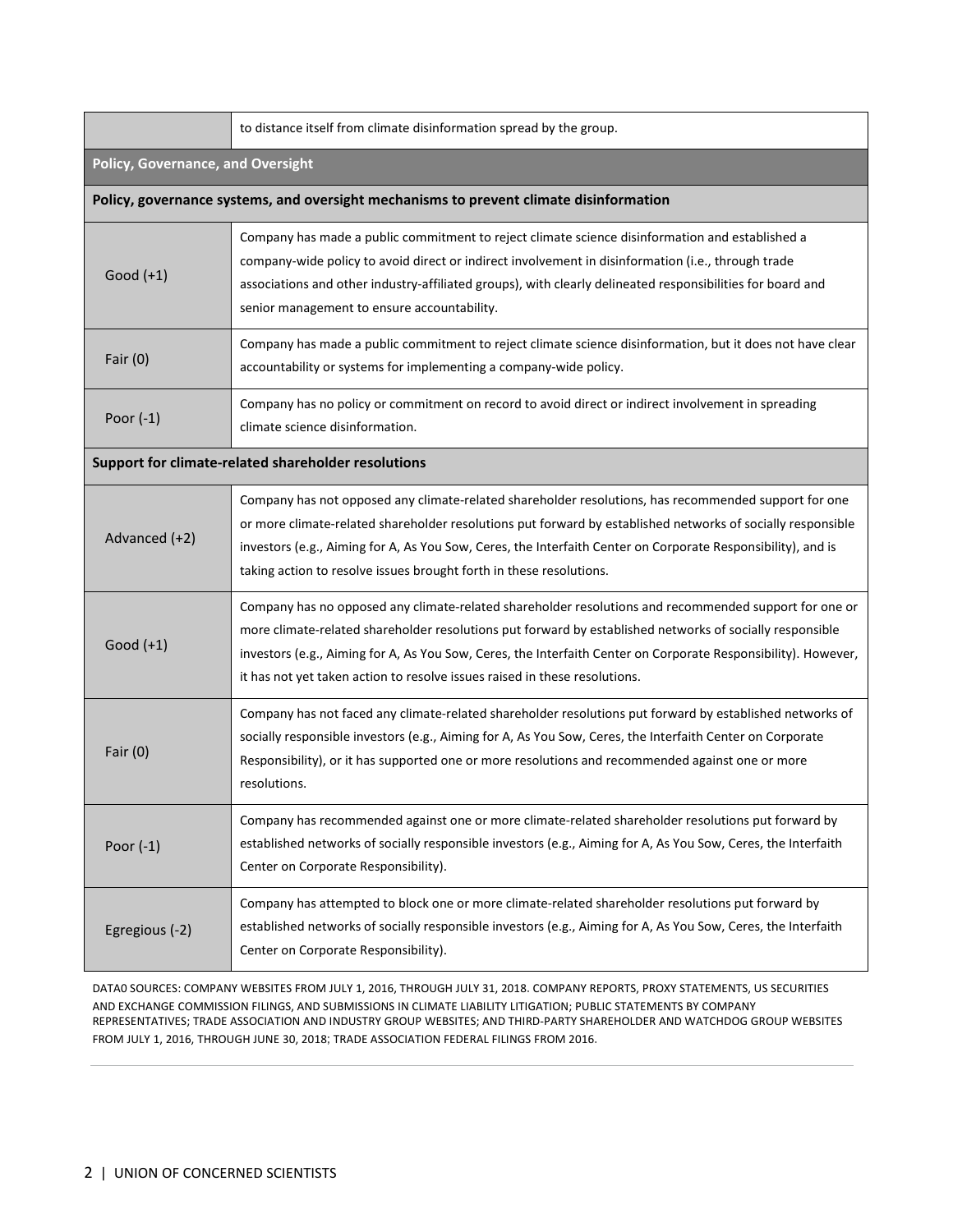| | |
|---|---|
| | to distance itself from climate disinformation spread by the group. |
| **Policy, Governance, and Oversight** | |
| **Policy, governance systems, and oversight mechanisms to prevent climate disinformation** | |
| Good (+1) | Company has made a public commitment to reject climate science disinformation and established a company-wide policy to avoid direct or indirect involvement in disinformation (i.e., through trade associations and other industry-affiliated groups), with clearly delineated responsibilities for board and senior management to ensure accountability. |
| Fair (0) | Company has made a public commitment to reject climate science disinformation, but it does not have clear accountability or systems for implementing a company-wide policy. |
| Poor (-1) | Company has no policy or commitment on record to avoid direct or indirect involvement in spreading climate science disinformation. |
| **Support for climate-related shareholder resolutions** | |
| Advanced (+2) | Company has not opposed any climate-related shareholder resolutions, has recommended support for one or more climate-related shareholder resolutions put forward by established networks of socially responsible investors (e.g., Aiming for A, As You Sow, Ceres, the Interfaith Center on Corporate Responsibility), and is taking action to resolve issues brought forth in these resolutions. |
| Good (+1) | Company has no opposed any climate-related shareholder resolutions and recommended support for one or more climate-related shareholder resolutions put forward by established networks of socially responsible investors (e.g., Aiming for A, As You Sow, Ceres, the Interfaith Center on Corporate Responsibility). However, it has not yet taken action to resolve issues raised in these resolutions. |
| Fair (0) | Company has not faced any climate-related shareholder resolutions put forward by established networks of socially responsible investors (e.g., Aiming for A, As You Sow, Ceres, the Interfaith Center on Corporate Responsibility), or it has supported one or more resolutions and recommended against one or more resolutions. |
| Poor (-1) | Company has recommended against one or more climate-related shareholder resolutions put forward by established networks of socially responsible investors (e.g., Aiming for A, As You Sow, Ceres, the Interfaith Center on Corporate Responsibility). |
| Egregious (-2) | Company has attempted to block one or more climate-related shareholder resolutions put forward by established networks of socially responsible investors (e.g., Aiming for A, As You Sow, Ceres, the Interfaith Center on Corporate Responsibility). |

DATA0 SOURCES: COMPANY WEBSITES FROM JULY 1, 2016, THROUGH JULY 31, 2018. COMPANY REPORTS, PROXY STATEMENTS, US SECURITIES AND EXCHANGE COMMISSION FILINGS, AND SUBMISSIONS IN CLIMATE LIABILITY LITIGATION; PUBLIC STATEMENTS BY COMPANY REPRESENTATIVES; TRADE ASSOCIATION AND INDUSTRY GROUP WEBSITES; AND THIRD-PARTY SHAREHOLDER AND WATCHDOG GROUP WEBSITES FROM JULY 1, 2016, THROUGH JUNE 30, 2018; TRADE ASSOCIATION FEDERAL FILINGS FROM 2016.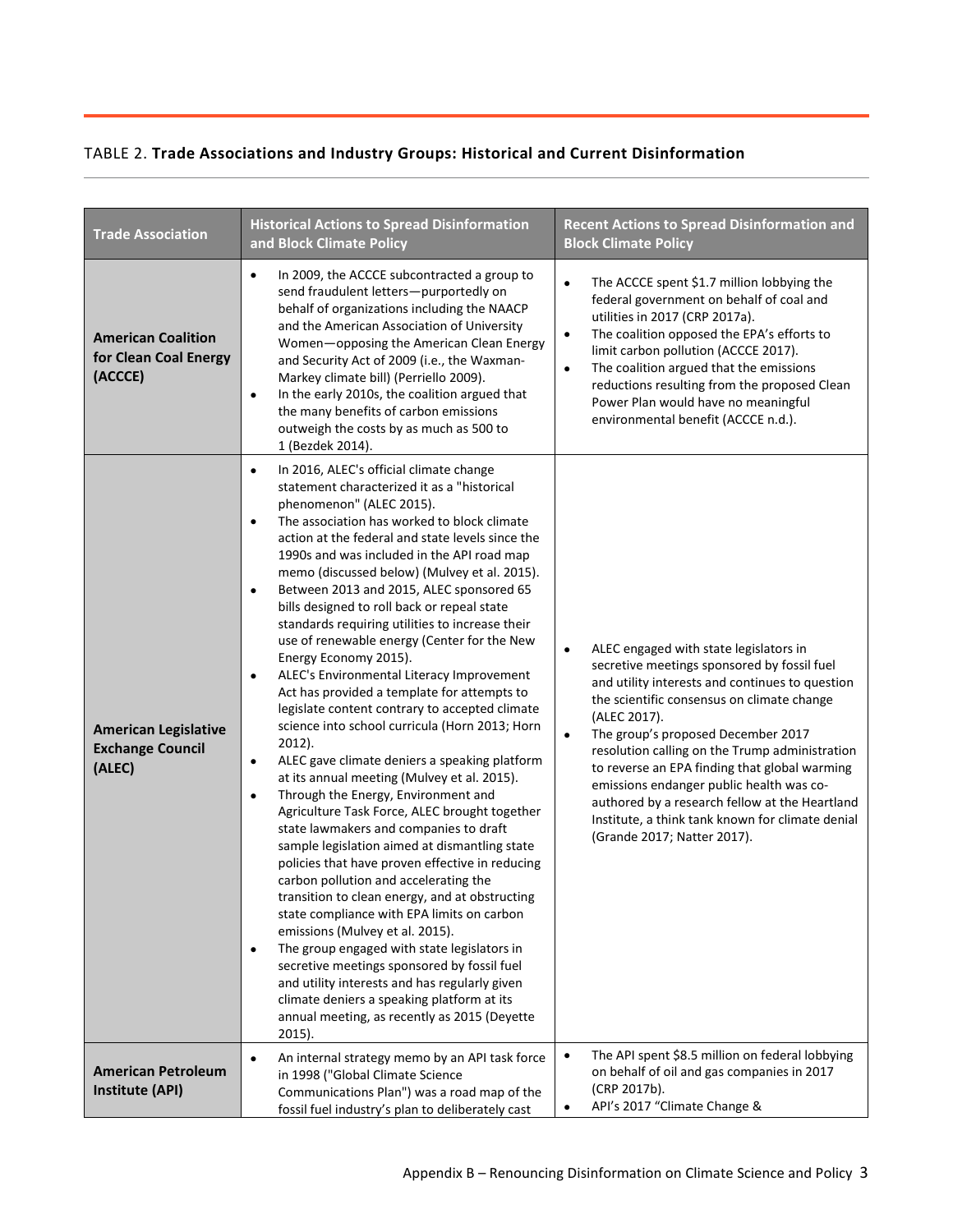TABLE 2. **Trade Associations and Industry Groups: Historical and Current Disinformation**

| Trade Association | Historical Actions to Spread Disinformation and Block Climate Policy | Recent Actions to Spread Disinformation and Block Climate Policy |
|---|---|---|
| **American Coalition for Clean Coal Energy (ACCCE)** | • In 2009, the ACCCE subcontracted a group to send fraudulent letters—purportedly on behalf of organizations including the NAACP and the American Association of University Women—opposing the American Clean Energy and Security Act of 2009 (i.e., the Waxman-Markey climate bill) (Perriello 2009).<br>• In the early 2010s, the coalition argued that the many benefits of carbon emissions outweigh the costs by as much as 500 to 1 (Bezdek 2014). | • The ACCCE spent $1.7 million lobbying the federal government on behalf of coal and utilities in 2017 (CRP 2017a).<br>• The coalition opposed the EPA's efforts to limit carbon pollution (ACCCE 2017).<br>• The coalition argued that the emissions reductions resulting from the proposed Clean Power Plan would have no meaningful environmental benefit (ACCCE n.d.). |
| **American Legislative Exchange Council (ALEC)** | • In 2016, ALEC's official climate change statement characterized it as a "historical phenomenon" (ALEC 2015).<br>• The association has worked to block climate action at the federal and state levels since the 1990s and was included in the API road map memo (discussed below) (Mulvey et al. 2015).<br>• Between 2013 and 2015, ALEC sponsored 65 bills designed to roll back or repeal state standards requiring utilities to increase their use of renewable energy (Center for the New Energy Economy 2015).<br>• ALEC's Environmental Literacy Improvement Act has provided a template for attempts to legislate content contrary to accepted climate science into school curricula (Horn 2013; Horn 2012).<br>• ALEC gave climate deniers a speaking platform at its annual meeting (Mulvey et al. 2015).<br>• Through the Energy, Environment and Agriculture Task Force, ALEC brought together state lawmakers and companies to draft sample legislation aimed at dismantling state policies that have proven effective in reducing carbon pollution and accelerating the transition to clean energy, and at obstructing state compliance with EPA limits on carbon emissions (Mulvey et al. 2015).<br>• The group engaged with state legislators in secretive meetings sponsored by fossil fuel and utility interests and has regularly given climate deniers a speaking platform at its annual meeting, as recently as 2015 (Deyette 2015). | • ALEC engaged with state legislators in secretive meetings sponsored by fossil fuel and utility interests and continues to question the scientific consensus on climate change (ALEC 2017).<br>• The group's proposed December 2017 resolution calling on the Trump administration to reverse an EPA finding that global warming emissions endanger public health was co-authored by a research fellow at the Heartland Institute, a think tank known for climate denial (Grande 2017; Natter 2017). |
| **American Petroleum Institute (API)** | • An internal strategy memo by an API task force in 1998 ("Global Climate Science Communications Plan") was a road map of the fossil fuel industry's plan to deliberately cast | • The API spent $8.5 million on federal lobbying on behalf of oil and gas companies in 2017 (CRP 2017b).<br>• API's 2017 "Climate Change & |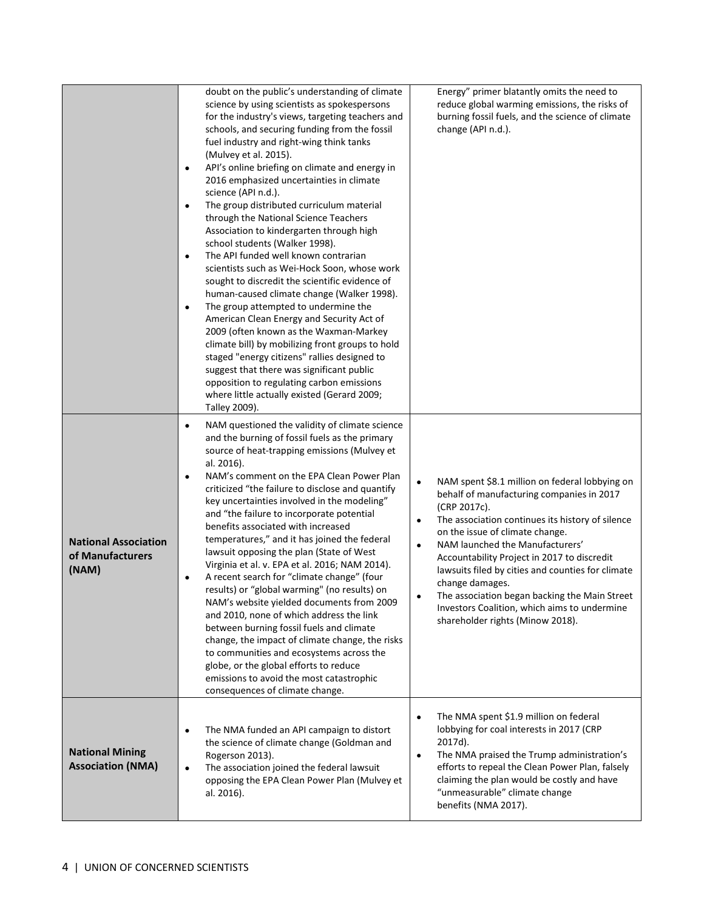| | | |
|---|---|---|
| | doubt on the public's understanding of climate science by using scientists as spokespersons for the industry's views, targeting teachers and schools, and securing funding from the fossil fuel industry and right-wing think tanks (Mulvey et al. 2015).<br>• API's online briefing on climate and energy in 2016 emphasized uncertainties in climate science (API n.d.).<br>• The group distributed curriculum material through the National Science Teachers Association to kindergarten through high school students (Walker 1998).<br>• The API funded well known contrarian scientists such as Wei-Hock Soon, whose work sought to discredit the scientific evidence of human-caused climate change (Walker 1998).<br>• The group attempted to undermine the American Clean Energy and Security Act of 2009 (often known as the Waxman-Markey climate bill) by mobilizing front groups to hold staged "energy citizens" rallies designed to suggest that there was significant public opposition to regulating carbon emissions where little actually existed (Gerard 2009; Talley 2009). | Energy" primer blatantly omits the need to reduce global warming emissions, the risks of burning fossil fuels, and the science of climate change (API n.d.). |
| **National Association of Manufacturers (NAM)** | • NAM questioned the validity of climate science and the burning of fossil fuels as the primary source of heat-trapping emissions (Mulvey et al. 2016).<br>• NAM's comment on the EPA Clean Power Plan criticized "the failure to disclose and quantify key uncertainties involved in the modeling" and "the failure to incorporate potential benefits associated with increased temperatures," and it has joined the federal lawsuit opposing the plan (State of West Virginia et al. v. EPA et al. 2016; NAM 2014).<br>• A recent search for "climate change" (four results) or "global warming" (no results) on NAM's website yielded documents from 2009 and 2010, none of which address the link between burning fossil fuels and climate change, the impact of climate change, the risks to communities and ecosystems across the globe, or the global efforts to reduce emissions to avoid the most catastrophic consequences of climate change. | • NAM spent $8.1 million on federal lobbying on behalf of manufacturing companies in 2017 (CRP 2017c).<br>• The association continues its history of silence on the issue of climate change.<br>• NAM launched the Manufacturers' Accountability Project in 2017 to discredit lawsuits filed by cities and counties for climate change damages.<br>• The association began backing the Main Street Investors Coalition, which aims to undermine shareholder rights (Minow 2018). |
| **National Mining Association (NMA)** | • The NMA funded an API campaign to distort the science of climate change (Goldman and Rogerson 2013).<br>• The association joined the federal lawsuit opposing the EPA Clean Power Plan (Mulvey et al. 2016). | • The NMA spent $1.9 million on federal lobbying for coal interests in 2017 (CRP 2017d).<br>• The NMA praised the Trump administration's efforts to repeal the Clean Power Plan, falsely claiming the plan would be costly and have "unmeasurable" climate change benefits (NMA 2017). |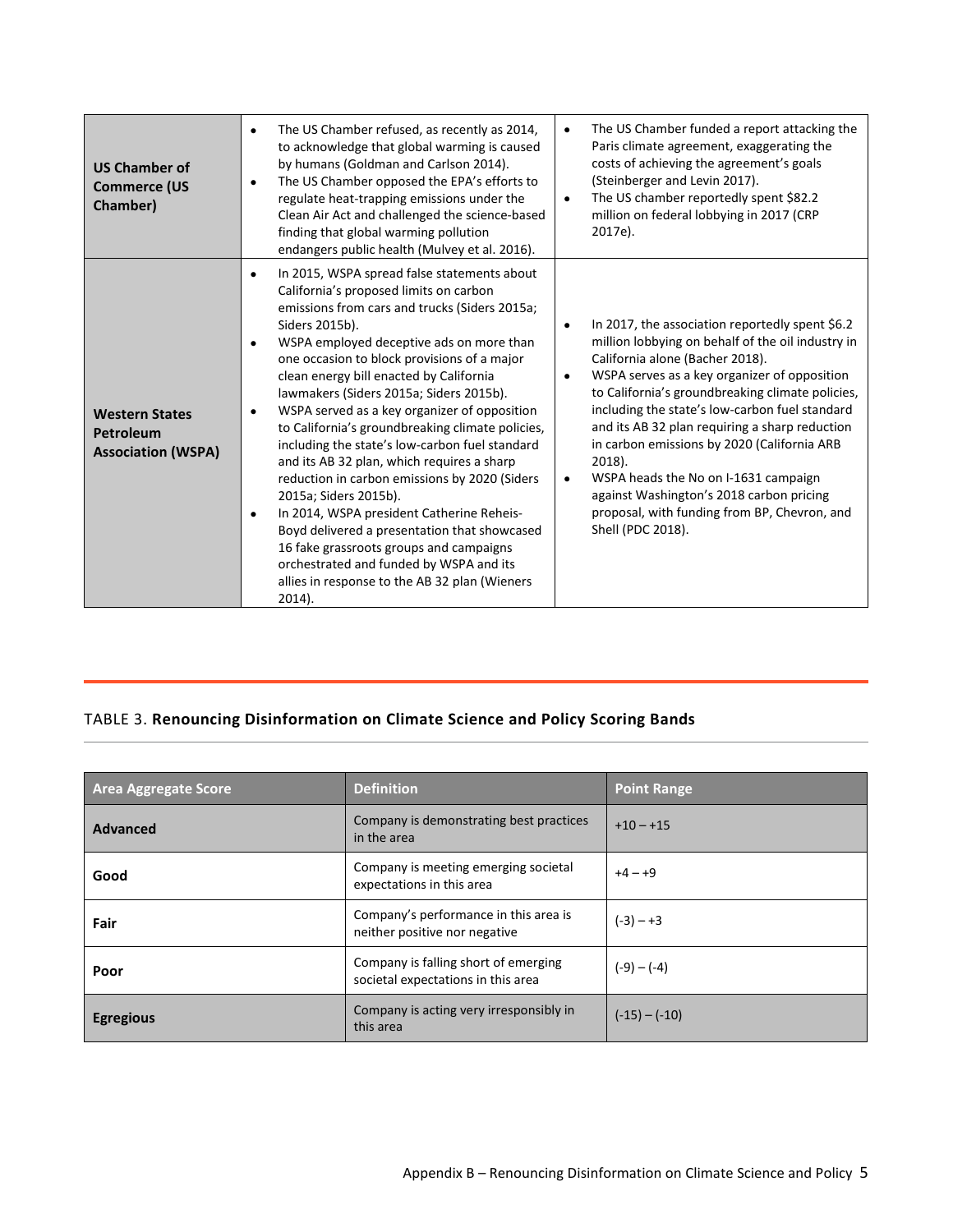| | | |
|---|---|---|
| **US Chamber of Commerce (US Chamber)** | • The US Chamber refused, as recently as 2014, to acknowledge that global warming is caused by humans (Goldman and Carlson 2014).<br>• The US Chamber opposed the EPA's efforts to regulate heat-trapping emissions under the Clean Air Act and challenged the science-based finding that global warming pollution endangers public health (Mulvey et al. 2016). | • The US Chamber funded a report attacking the Paris climate agreement, exaggerating the costs of achieving the agreement's goals (Steinberger and Levin 2017).<br>• The US chamber reportedly spent $82.2 million on federal lobbying in 2017 (CRP 2017e). |
| **Western States Petroleum Association (WSPA)** | • In 2015, WSPA spread false statements about California's proposed limits on carbon emissions from cars and trucks (Siders 2015a; Siders 2015b).<br>• WSPA employed deceptive ads on more than one occasion to block provisions of a major clean energy bill enacted by California lawmakers (Siders 2015a; Siders 2015b).<br>• WSPA served as a key organizer of opposition to California's groundbreaking climate policies, including the state's low-carbon fuel standard and its AB 32 plan, which requires a sharp reduction in carbon emissions by 2020 (Siders 2015a; Siders 2015b).<br>• In 2014, WSPA president Catherine Reheis-Boyd delivered a presentation that showcased 16 fake grassroots groups and campaigns orchestrated and funded by WSPA and its allies in response to the AB 32 plan (Wieners 2014). | • In 2017, the association reportedly spent $6.2 million lobbying on behalf of the oil industry in California alone (Bacher 2018).<br>• WSPA serves as a key organizer of opposition to California's groundbreaking climate policies, including the state's low-carbon fuel standard and its AB 32 plan requiring a sharp reduction in carbon emissions by 2020 (California ARB 2018).<br>• WSPA heads the No on I-1631 campaign against Washington's 2018 carbon pricing proposal, with funding from BP, Chevron, and Shell (PDC 2018). |

## TABLE 3. **Renouncing Disinformation on Climate Science and Policy Scoring Bands**

| Area Aggregate Score | Definition | Point Range |
|---|---|---|
| **Advanced** | Company is demonstrating best practices in the area | +10 – +15 |
| **Good** | Company is meeting emerging societal expectations in this area | +4 – +9 |
| **Fair** | Company's performance in this area is neither positive nor negative | (-3) – +3 |
| **Poor** | Company is falling short of emerging societal expectations in this area | (-9) – (-4) |
| **Egregious** | Company is acting very irresponsibly in this area | (-15) – (-10) |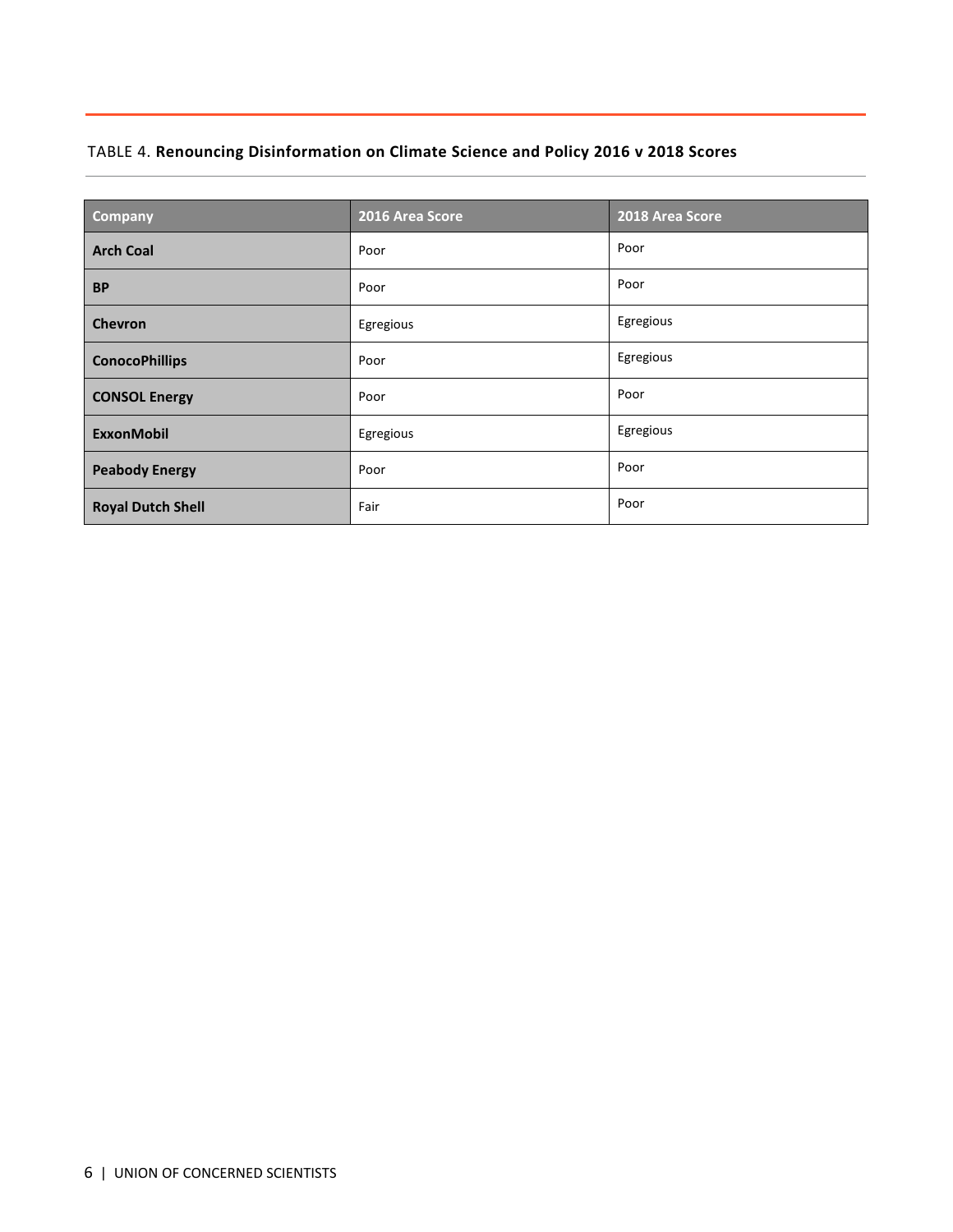TABLE 4. **Renouncing Disinformation on Climate Science and Policy 2016 v 2018 Scores**

| Company | 2016 Area Score | 2018 Area Score |
| --- | --- | --- |
| **Arch Coal** | Poor | Poor |
| **BP** | Poor | Poor |
| **Chevron** | Egregious | Egregious |
| **ConocoPhillips** | Poor | Egregious |
| **CONSOL Energy** | Poor | Poor |
| **ExxonMobil** | Egregious | Egregious |
| **Peabody Energy** | Poor | Poor |
| **Royal Dutch Shell** | Fair | Poor |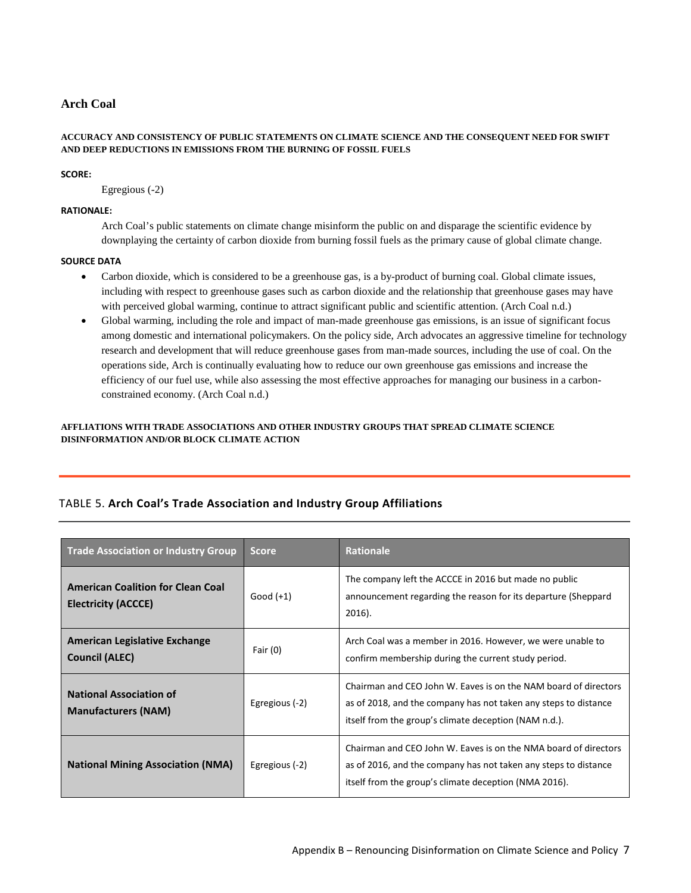## Arch Coal

**ACCURACY AND CONSISTENCY OF PUBLIC STATEMENTS ON CLIMATE SCIENCE AND THE CONSEQUENT NEED FOR SWIFT AND DEEP REDUCTIONS IN EMISSIONS FROM THE BURNING OF FOSSIL FUELS**

**SCORE:**

Egregious (-2)

**RATIONALE:**

Arch Coal's public statements on climate change misinform the public on and disparage the scientific evidence by downplaying the certainty of carbon dioxide from burning fossil fuels as the primary cause of global climate change.

**SOURCE DATA**

- Carbon dioxide, which is considered to be a greenhouse gas, is a by-product of burning coal. Global climate issues, including with respect to greenhouse gases such as carbon dioxide and the relationship that greenhouse gases may have with perceived global warming, continue to attract significant public and scientific attention. (Arch Coal n.d.)
- Global warming, including the role and impact of man-made greenhouse gas emissions, is an issue of significant focus among domestic and international policymakers. On the policy side, Arch advocates an aggressive timeline for technology research and development that will reduce greenhouse gases from man-made sources, including the use of coal. On the operations side, Arch is continually evaluating how to reduce our own greenhouse gas emissions and increase the efficiency of our fuel use, while also assessing the most effective approaches for managing our business in a carbon-constrained economy. (Arch Coal n.d.)

**AFFLIATIONS WITH TRADE ASSOCIATIONS AND OTHER INDUSTRY GROUPS THAT SPREAD CLIMATE SCIENCE DISINFORMATION AND/OR BLOCK CLIMATE ACTION**

TABLE 5. **Arch Coal's Trade Association and Industry Group Affiliations**

| Trade Association or Industry Group | Score | Rationale |
|---|---|---|
| **American Coalition for Clean Coal Electricity (ACCCE)** | Good (+1) | The company left the ACCCE in 2016 but made no public announcement regarding the reason for its departure (Sheppard 2016). |
| **American Legislative Exchange Council (ALEC)** | Fair (0) | Arch Coal was a member in 2016. However, we were unable to confirm membership during the current study period. |
| **National Association of Manufacturers (NAM)** | Egregious (-2) | Chairman and CEO John W. Eaves is on the NAM board of directors as of 2018, and the company has not taken any steps to distance itself from the group's climate deception (NAM n.d.). |
| **National Mining Association (NMA)** | Egregious (-2) | Chairman and CEO John W. Eaves is on the NMA board of directors as of 2016, and the company has not taken any steps to distance itself from the group's climate deception (NMA 2016). |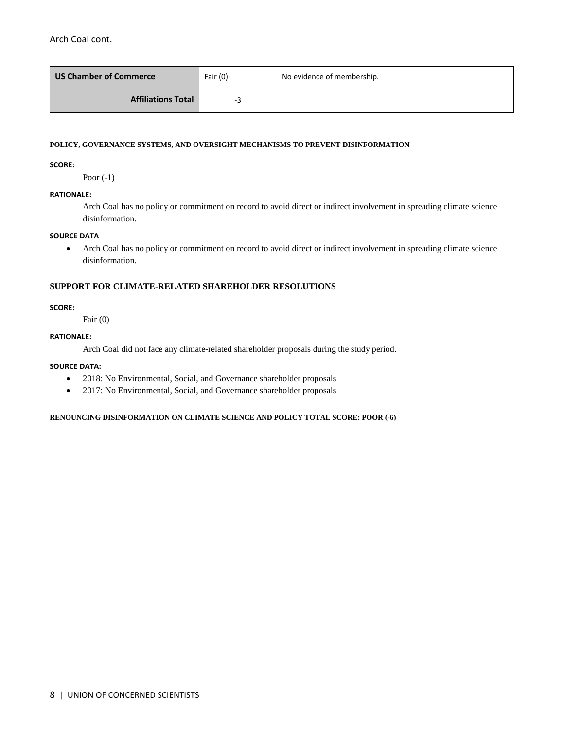Arch Coal cont.

| US Chamber of Commerce | Fair (0) | No evidence of membership. |
|---|---|---|
| **Affiliations Total** | -3 | |

#### POLICY, GOVERNANCE SYSTEMS, AND OVERSIGHT MECHANISMS TO PREVENT DISINFORMATION

**SCORE:**

Poor (-1)

**RATIONALE:**

Arch Coal has no policy or commitment on record to avoid direct or indirect involvement in spreading climate science disinformation.

**SOURCE DATA**

- Arch Coal has no policy or commitment on record to avoid direct or indirect involvement in spreading climate science disinformation.

### SUPPORT FOR CLIMATE-RELATED SHAREHOLDER RESOLUTIONS

**SCORE:**

Fair (0)

**RATIONALE:**

Arch Coal did not face any climate-related shareholder proposals during the study period.

**SOURCE DATA:**

- 2018: No Environmental, Social, and Governance shareholder proposals
- 2017: No Environmental, Social, and Governance shareholder proposals

**RENOUNCING DISINFORMATION ON CLIMATE SCIENCE AND POLICY TOTAL SCORE: POOR (-6)**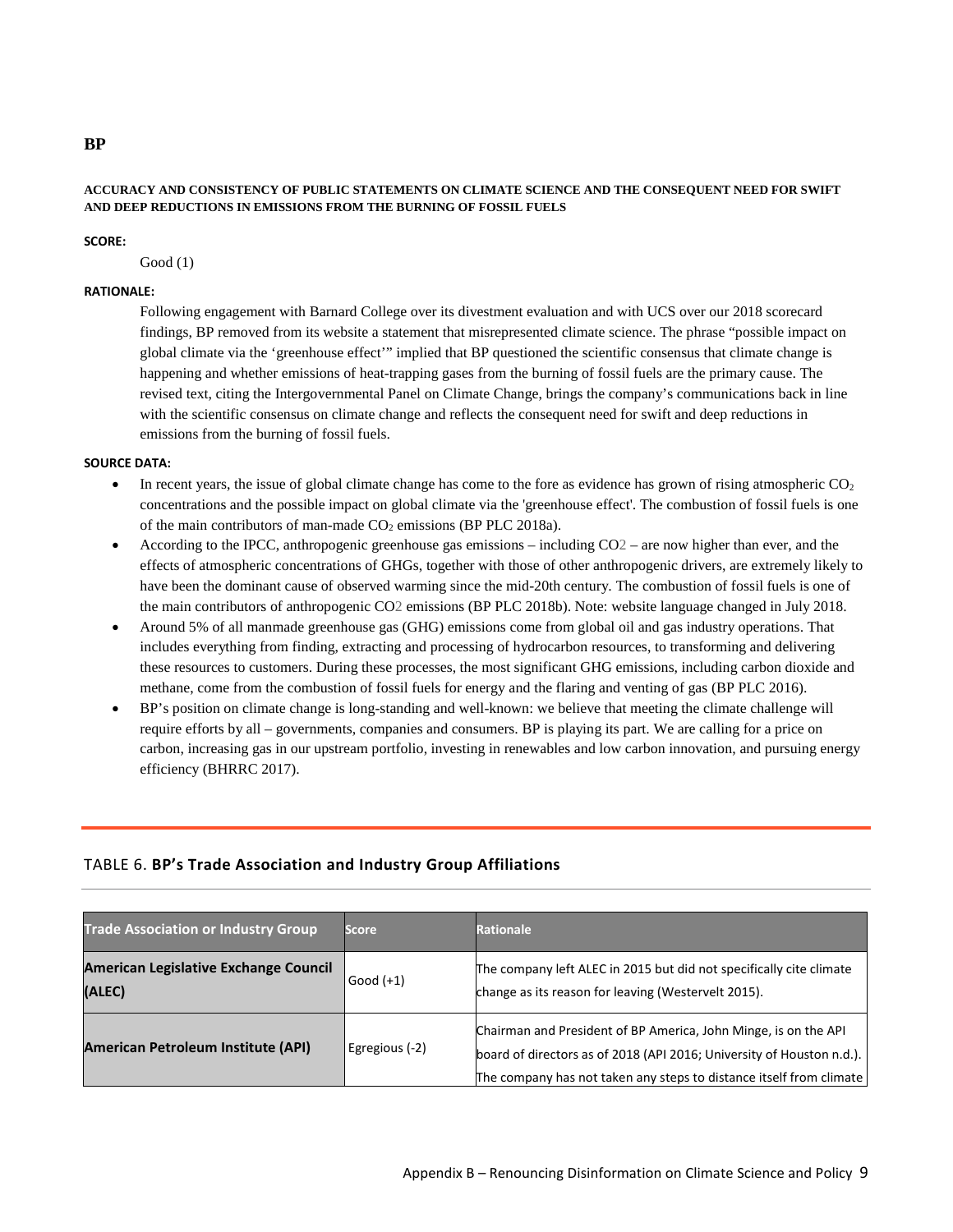## BP

### ACCURACY AND CONSISTENCY OF PUBLIC STATEMENTS ON CLIMATE SCIENCE AND THE CONSEQUENT NEED FOR SWIFT AND DEEP REDUCTIONS IN EMISSIONS FROM THE BURNING OF FOSSIL FUELS

**SCORE:**

Good (1)

**RATIONALE:**

Following engagement with Barnard College over its divestment evaluation and with UCS over our 2018 scorecard findings, BP removed from its website a statement that misrepresented climate science. The phrase "possible impact on global climate via the 'greenhouse effect'" implied that BP questioned the scientific consensus that climate change is happening and whether emissions of heat-trapping gases from the burning of fossil fuels are the primary cause. The revised text, citing the Intergovernmental Panel on Climate Change, brings the company's communications back in line with the scientific consensus on climate change and reflects the consequent need for swift and deep reductions in emissions from the burning of fossil fuels.

**SOURCE DATA:**

- In recent years, the issue of global climate change has come to the fore as evidence has grown of rising atmospheric $CO_2$ concentrations and the possible impact on global climate via the 'greenhouse effect'. The combustion of fossil fuels is one of the main contributors of man-made $CO_2$ emissions (BP PLC 2018a).
- According to the IPCC, anthropogenic greenhouse gas emissions – including $CO_2$ – are now higher than ever, and the effects of atmospheric concentrations of GHGs, together with those of other anthropogenic drivers, are extremely likely to have been the dominant cause of observed warming since the mid-20th century. The combustion of fossil fuels is one of the main contributors of anthropogenic $CO_2$ emissions (BP PLC 2018b). Note: website language changed in July 2018.
- Around 5% of all manmade greenhouse gas (GHG) emissions come from global oil and gas industry operations. That includes everything from finding, extracting and processing of hydrocarbon resources, to transforming and delivering these resources to customers. During these processes, the most significant GHG emissions, including carbon dioxide and methane, come from the combustion of fossil fuels for energy and the flaring and venting of gas (BP PLC 2016).
- BP's position on climate change is long-standing and well-known: we believe that meeting the climate challenge will require efforts by all – governments, companies and consumers. BP is playing its part. We are calling for a price on carbon, increasing gas in our upstream portfolio, investing in renewables and low carbon innovation, and pursuing energy efficiency (BHRRC 2017).

TABLE 6. **BP's Trade Association and Industry Group Affiliations**

| Trade Association or Industry Group | Score | Rationale |
|---|---|---|
| **American Legislative Exchange Council (ALEC)** | Good (+1) | The company left ALEC in 2015 but did not specifically cite climate change as its reason for leaving (Westervelt 2015). |
| **American Petroleum Institute (API)** | Egregious (-2) | Chairman and President of BP America, John Minge, is on the API board of directors as of 2018 (API 2016; University of Houston n.d.). The company has not taken any steps to distance itself from climate |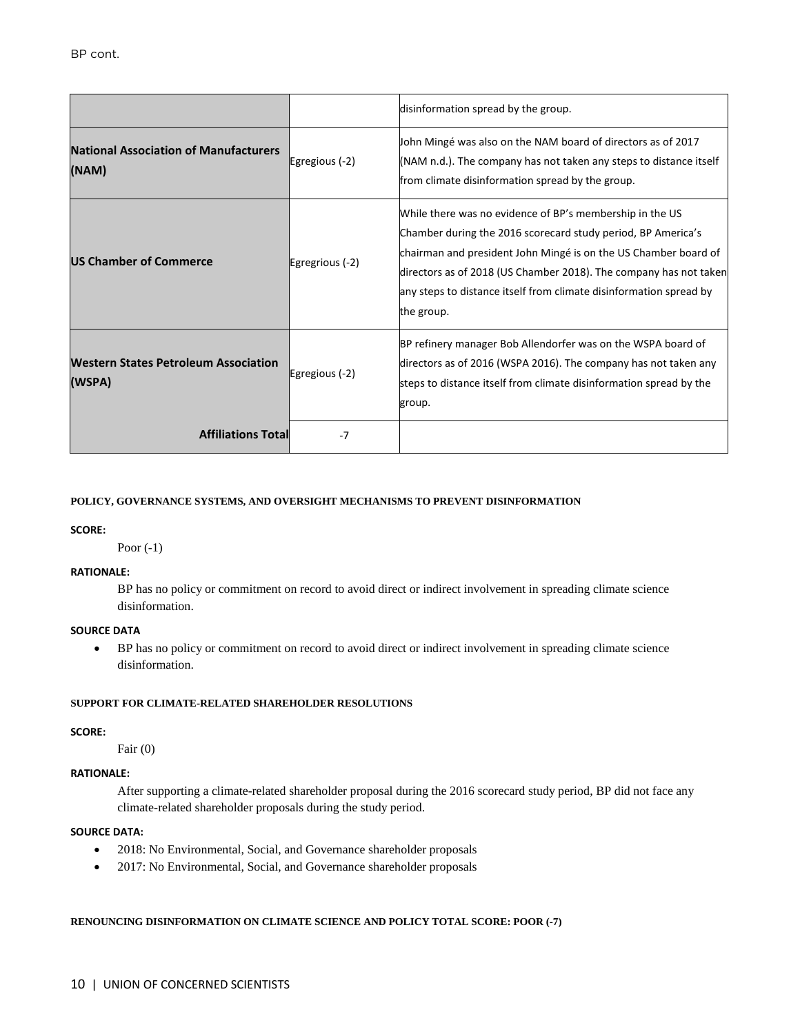BP cont.

| | | |
|---|---|---|
| | | disinformation spread by the group. |
| **National Association of Manufacturers (NAM)** | Egregious (-2) | John Mingé was also on the NAM board of directors as of 2017 (NAM n.d.). The company has not taken any steps to distance itself from climate disinformation spread by the group. |
| **US Chamber of Commerce** | Egregrious (-2) | While there was no evidence of BP's membership in the US Chamber during the 2016 scorecard study period, BP America's chairman and president John Mingé is on the US Chamber board of directors as of 2018 (US Chamber 2018). The company has not taken any steps to distance itself from climate disinformation spread by the group. |
| **Western States Petroleum Association (WSPA)** | Egregious (-2) | BP refinery manager Bob Allendorfer was on the WSPA board of directors as of 2016 (WSPA 2016). The company has not taken any steps to distance itself from climate disinformation spread by the group. |
| **Affiliations Total** | -7 | |

#### POLICY, GOVERNANCE SYSTEMS, AND OVERSIGHT MECHANISMS TO PREVENT DISINFORMATION

**SCORE:**

Poor (-1)

**RATIONALE:**

BP has no policy or commitment on record to avoid direct or indirect involvement in spreading climate science disinformation.

**SOURCE DATA**

- BP has no policy or commitment on record to avoid direct or indirect involvement in spreading climate science disinformation.

#### SUPPORT FOR CLIMATE-RELATED SHAREHOLDER RESOLUTIONS

**SCORE:**

Fair (0)

**RATIONALE:**

After supporting a climate-related shareholder proposal during the 2016 scorecard study period, BP did not face any climate-related shareholder proposals during the study period.

**SOURCE DATA:**

- 2018: No Environmental, Social, and Governance shareholder proposals
- 2017: No Environmental, Social, and Governance shareholder proposals

#### RENOUNCING DISINFORMATION ON CLIMATE SCIENCE AND POLICY TOTAL SCORE: POOR (-7)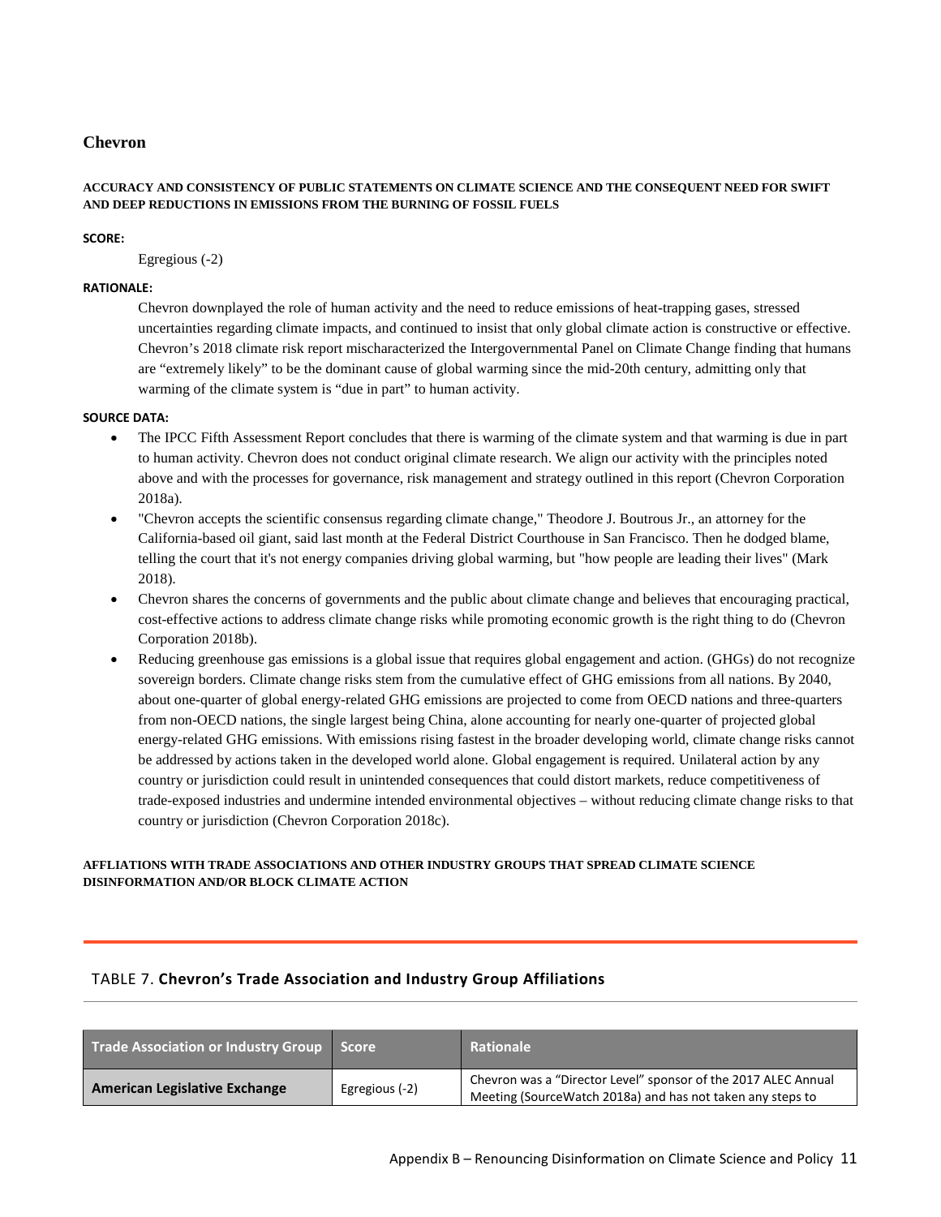## Chevron

**ACCURACY AND CONSISTENCY OF PUBLIC STATEMENTS ON CLIMATE SCIENCE AND THE CONSEQUENT NEED FOR SWIFT AND DEEP REDUCTIONS IN EMISSIONS FROM THE BURNING OF FOSSIL FUELS**

**SCORE:**

Egregious (-2)

**RATIONALE:**

Chevron downplayed the role of human activity and the need to reduce emissions of heat-trapping gases, stressed uncertainties regarding climate impacts, and continued to insist that only global climate action is constructive or effective. Chevron's 2018 climate risk report mischaracterized the Intergovernmental Panel on Climate Change finding that humans are "extremely likely" to be the dominant cause of global warming since the mid-20th century, admitting only that warming of the climate system is "due in part" to human activity.

**SOURCE DATA:**

- The IPCC Fifth Assessment Report concludes that there is warming of the climate system and that warming is due in part to human activity. Chevron does not conduct original climate research. We align our activity with the principles noted above and with the processes for governance, risk management and strategy outlined in this report (Chevron Corporation 2018a).
- "Chevron accepts the scientific consensus regarding climate change," Theodore J. Boutrous Jr., an attorney for the California-based oil giant, said last month at the Federal District Courthouse in San Francisco. Then he dodged blame, telling the court that it's not energy companies driving global warming, but "how people are leading their lives" (Mark 2018).
- Chevron shares the concerns of governments and the public about climate change and believes that encouraging practical, cost-effective actions to address climate change risks while promoting economic growth is the right thing to do (Chevron Corporation 2018b).
- Reducing greenhouse gas emissions is a global issue that requires global engagement and action. (GHGs) do not recognize sovereign borders. Climate change risks stem from the cumulative effect of GHG emissions from all nations. By 2040, about one-quarter of global energy-related GHG emissions are projected to come from OECD nations and three-quarters from non-OECD nations, the single largest being China, alone accounting for nearly one-quarter of projected global energy-related GHG emissions. With emissions rising fastest in the broader developing world, climate change risks cannot be addressed by actions taken in the developed world alone. Global engagement is required. Unilateral action by any country or jurisdiction could result in unintended consequences that could distort markets, reduce competitiveness of trade-exposed industries and undermine intended environmental objectives – without reducing climate change risks to that country or jurisdiction (Chevron Corporation 2018c).

**AFFLIATIONS WITH TRADE ASSOCIATIONS AND OTHER INDUSTRY GROUPS THAT SPREAD CLIMATE SCIENCE DISINFORMATION AND/OR BLOCK CLIMATE ACTION**

TABLE 7. **Chevron's Trade Association and Industry Group Affiliations**

| Trade Association or Industry Group | Score | Rationale |
|---|---|---|
| **American Legislative Exchange** | Egregious (-2) | Chevron was a "Director Level" sponsor of the 2017 ALEC Annual Meeting (SourceWatch 2018a) and has not taken any steps to |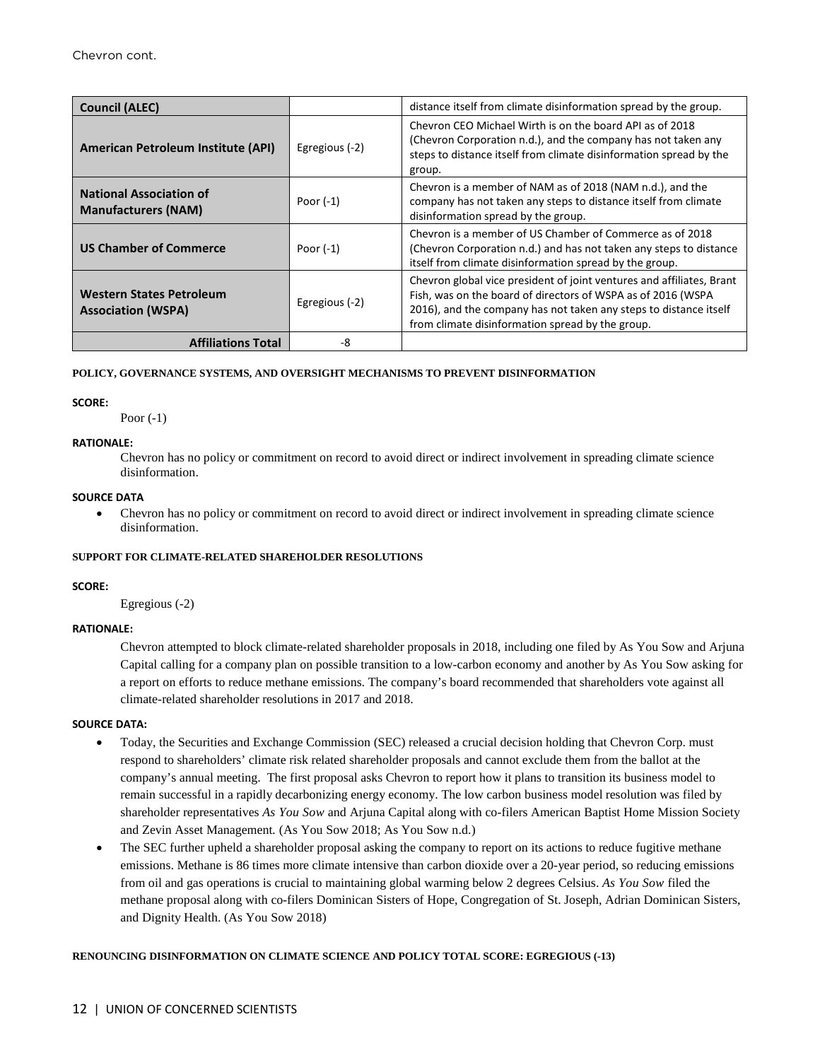Chevron cont.

| | | |
|---|---|---|
| **Council (ALEC)** | | distance itself from climate disinformation spread by the group. |
| **American Petroleum Institute (API)** | Egregious (-2) | Chevron CEO Michael Wirth is on the board API as of 2018 (Chevron Corporation n.d.), and the company has not taken any steps to distance itself from climate disinformation spread by the group. |
| **National Association of Manufacturers (NAM)** | Poor (-1) | Chevron is a member of NAM as of 2018 (NAM n.d.), and the company has not taken any steps to distance itself from climate disinformation spread by the group. |
| **US Chamber of Commerce** | Poor (-1) | Chevron is a member of US Chamber of Commerce as of 2018 (Chevron Corporation n.d.) and has not taken any steps to distance itself from climate disinformation spread by the group. |
| **Western States Petroleum Association (WSPA)** | Egregious (-2) | Chevron global vice president of joint ventures and affiliates, Brant Fish, was on the board of directors of WSPA as of 2016 (WSPA 2016), and the company has not taken any steps to distance itself from climate disinformation spread by the group. |
| **Affiliations Total** | -8 | |

#### POLICY, GOVERNANCE SYSTEMS, AND OVERSIGHT MECHANISMS TO PREVENT DISINFORMATION

**SCORE:**

Poor (-1)

**RATIONALE:**

Chevron has no policy or commitment on record to avoid direct or indirect involvement in spreading climate science disinformation.

**SOURCE DATA**

- Chevron has no policy or commitment on record to avoid direct or indirect involvement in spreading climate science disinformation.

#### SUPPORT FOR CLIMATE-RELATED SHAREHOLDER RESOLUTIONS

**SCORE:**

Egregious (-2)

**RATIONALE:**

Chevron attempted to block climate-related shareholder proposals in 2018, including one filed by As You Sow and Arjuna Capital calling for a company plan on possible transition to a low-carbon economy and another by As You Sow asking for a report on efforts to reduce methane emissions. The company's board recommended that shareholders vote against all climate-related shareholder resolutions in 2017 and 2018.

**SOURCE DATA:**

- Today, the Securities and Exchange Commission (SEC) released a crucial decision holding that Chevron Corp. must respond to shareholders' climate risk related shareholder proposals and cannot exclude them from the ballot at the company's annual meeting. The first proposal asks Chevron to report how it plans to transition its business model to remain successful in a rapidly decarbonizing energy economy. The low carbon business model resolution was filed by shareholder representatives *As You Sow* and Arjuna Capital along with co-filers American Baptist Home Mission Society and Zevin Asset Management. (As You Sow 2018; As You Sow n.d.)
- The SEC further upheld a shareholder proposal asking the company to report on its actions to reduce fugitive methane emissions. Methane is 86 times more climate intensive than carbon dioxide over a 20-year period, so reducing emissions from oil and gas operations is crucial to maintaining global warming below 2 degrees Celsius. *As You Sow* filed the methane proposal along with co-filers Dominican Sisters of Hope, Congregation of St. Joseph, Adrian Dominican Sisters, and Dignity Health. (As You Sow 2018)

#### RENOUNCING DISINFORMATION ON CLIMATE SCIENCE AND POLICY TOTAL SCORE: EGREGIOUS (-13)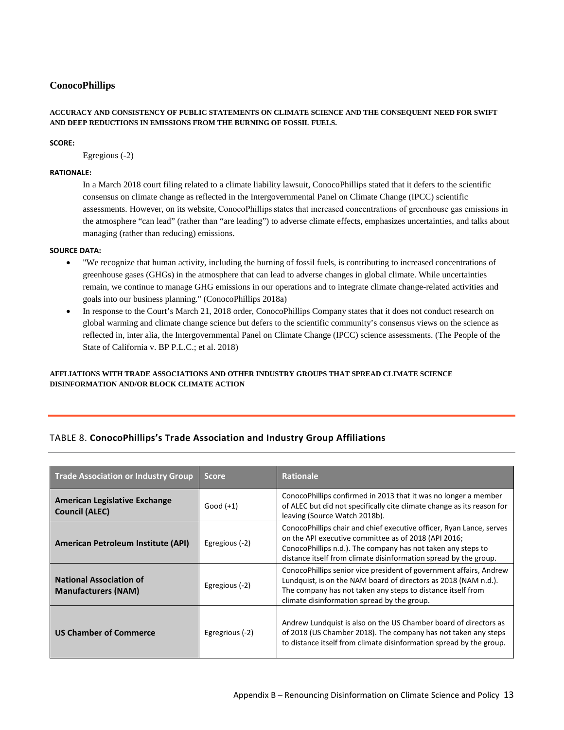## ConocoPhillips

**ACCURACY AND CONSISTENCY OF PUBLIC STATEMENTS ON CLIMATE SCIENCE AND THE CONSEQUENT NEED FOR SWIFT AND DEEP REDUCTIONS IN EMISSIONS FROM THE BURNING OF FOSSIL FUELS.**

**SCORE:**

Egregious (-2)

**RATIONALE:**

In a March 2018 court filing related to a climate liability lawsuit, ConocoPhillips stated that it defers to the scientific consensus on climate change as reflected in the Intergovernmental Panel on Climate Change (IPCC) scientific assessments. However, on its website, ConocoPhillips states that increased concentrations of greenhouse gas emissions in the atmosphere "can lead" (rather than "are leading") to adverse climate effects, emphasizes uncertainties, and talks about managing (rather than reducing) emissions.

**SOURCE DATA:**

- "We recognize that human activity, including the burning of fossil fuels, is contributing to increased concentrations of greenhouse gases (GHGs) in the atmosphere that can lead to adverse changes in global climate. While uncertainties remain, we continue to manage GHG emissions in our operations and to integrate climate change-related activities and goals into our business planning." (ConocoPhillips 2018a)
- In response to the Court's March 21, 2018 order, ConocoPhillips Company states that it does not conduct research on global warming and climate change science but defers to the scientific community's consensus views on the science as reflected in, inter alia, the Intergovernmental Panel on Climate Change (IPCC) science assessments. (The People of the State of California v. BP P.L.C.; et al. 2018)

**AFFLIATIONS WITH TRADE ASSOCIATIONS AND OTHER INDUSTRY GROUPS THAT SPREAD CLIMATE SCIENCE DISINFORMATION AND/OR BLOCK CLIMATE ACTION**

TABLE 8. **ConocoPhillips's Trade Association and Industry Group Affiliations**

| Trade Association or Industry Group | Score | Rationale |
|---|---|---|
| **American Legislative Exchange Council (ALEC)** | Good (+1) | ConocoPhillips confirmed in 2013 that it was no longer a member of ALEC but did not specifically cite climate change as its reason for leaving (Source Watch 2018b). |
| **American Petroleum Institute (API)** | Egregious (-2) | ConocoPhillips chair and chief executive officer, Ryan Lance, serves on the API executive committee as of 2018 (API 2016; ConocoPhillips n.d.). The company has not taken any steps to distance itself from climate disinformation spread by the group. |
| **National Association of Manufacturers (NAM)** | Egregious (-2) | ConocoPhillips senior vice president of government affairs, Andrew Lundquist, is on the NAM board of directors as 2018 (NAM n.d.). The company has not taken any steps to distance itself from climate disinformation spread by the group. |
| **US Chamber of Commerce** | Egregrious (-2) | Andrew Lundquist is also on the US Chamber board of directors as of 2018 (US Chamber 2018). The company has not taken any steps to distance itself from climate disinformation spread by the group. |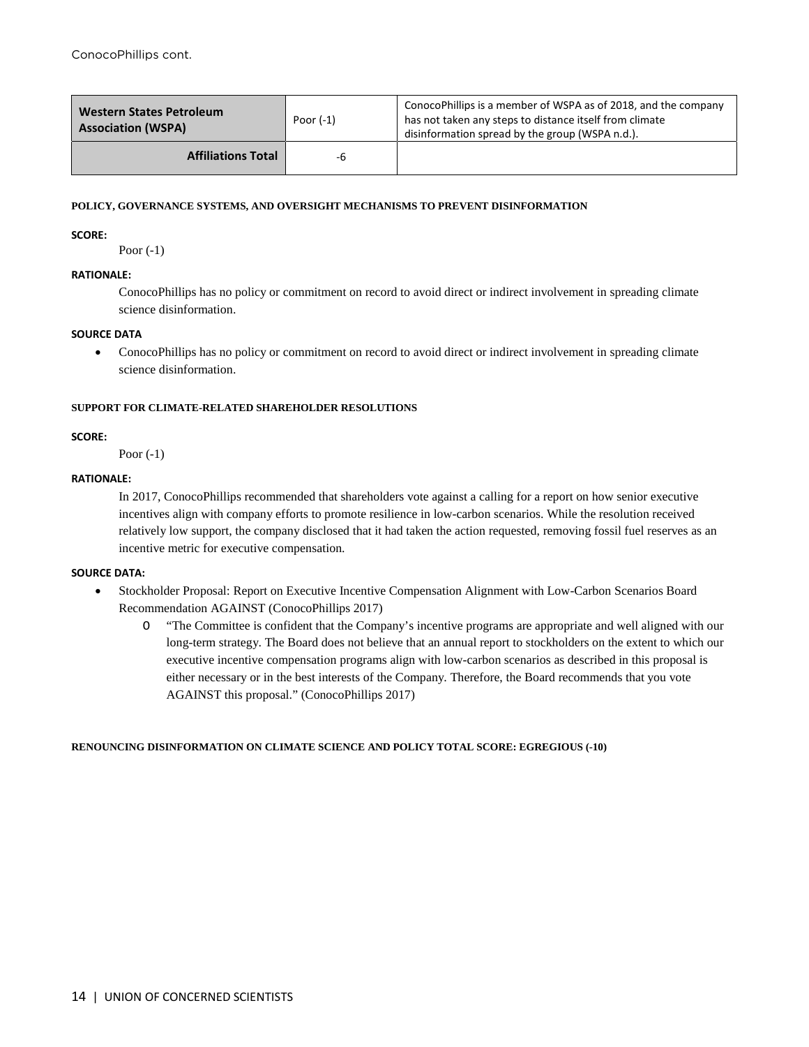ConocoPhillips cont.

| | | |
|---|---|---|
| **Western States Petroleum Association (WSPA)** | Poor (-1) | ConocoPhillips is a member of WSPA as of 2018, and the company has not taken any steps to distance itself from climate disinformation spread by the group (WSPA n.d.). |
| **Affiliations Total** | -6 | |

#### POLICY, GOVERNANCE SYSTEMS, AND OVERSIGHT MECHANISMS TO PREVENT DISINFORMATION

**SCORE:**

Poor (-1)

**RATIONALE:**

ConocoPhillips has no policy or commitment on record to avoid direct or indirect involvement in spreading climate science disinformation.

**SOURCE DATA**

- ConocoPhillips has no policy or commitment on record to avoid direct or indirect involvement in spreading climate science disinformation.

#### SUPPORT FOR CLIMATE-RELATED SHAREHOLDER RESOLUTIONS

**SCORE:**

Poor (-1)

**RATIONALE:**

In 2017, ConocoPhillips recommended that shareholders vote against a calling for a report on how senior executive incentives align with company efforts to promote resilience in low-carbon scenarios. While the resolution received relatively low support, the company disclosed that it had taken the action requested, removing fossil fuel reserves as an incentive metric for executive compensation.

**SOURCE DATA:**

- Stockholder Proposal: Report on Executive Incentive Compensation Alignment with Low-Carbon Scenarios Board Recommendation AGAINST (ConocoPhillips 2017)
  - "The Committee is confident that the Company's incentive programs are appropriate and well aligned with our long-term strategy. The Board does not believe that an annual report to stockholders on the extent to which our executive incentive compensation programs align with low-carbon scenarios as described in this proposal is either necessary or in the best interests of the Company. Therefore, the Board recommends that you vote AGAINST this proposal." (ConocoPhillips 2017)

#### RENOUNCING DISINFORMATION ON CLIMATE SCIENCE AND POLICY TOTAL SCORE: EGREGIOUS (-10)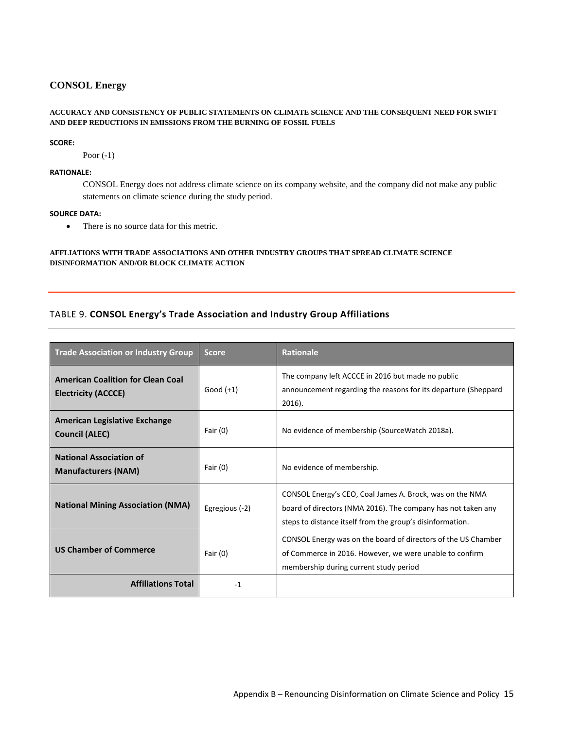## CONSOL Energy

#### ACCURACY AND CONSISTENCY OF PUBLIC STATEMENTS ON CLIMATE SCIENCE AND THE CONSEQUENT NEED FOR SWIFT AND DEEP REDUCTIONS IN EMISSIONS FROM THE BURNING OF FOSSIL FUELS

**SCORE:**

Poor (-1)

**RATIONALE:**

CONSOL Energy does not address climate science on its company website, and the company did not make any public statements on climate science during the study period.

**SOURCE DATA:**

- There is no source data for this metric.

#### AFFLIATIONS WITH TRADE ASSOCIATIONS AND OTHER INDUSTRY GROUPS THAT SPREAD CLIMATE SCIENCE DISINFORMATION AND/OR BLOCK CLIMATE ACTION

TABLE 9. **CONSOL Energy's Trade Association and Industry Group Affiliations**

| Trade Association or Industry Group | Score | Rationale |
|---|---|---|
| **American Coalition for Clean Coal Electricity (ACCCE)** | Good (+1) | The company left ACCCE in 2016 but made no public announcement regarding the reasons for its departure (Sheppard 2016). |
| **American Legislative Exchange Council (ALEC)** | Fair (0) | No evidence of membership (SourceWatch 2018a). |
| **National Association of Manufacturers (NAM)** | Fair (0) | No evidence of membership. |
| **National Mining Association (NMA)** | Egregious (-2) | CONSOL Energy's CEO, Coal James A. Brock, was on the NMA board of directors (NMA 2016). The company has not taken any steps to distance itself from the group's disinformation. |
| **US Chamber of Commerce** | Fair (0) | CONSOL Energy was on the board of directors of the US Chamber of Commerce in 2016. However, we were unable to confirm membership during current study period |
| **Affiliations Total** | -1 | |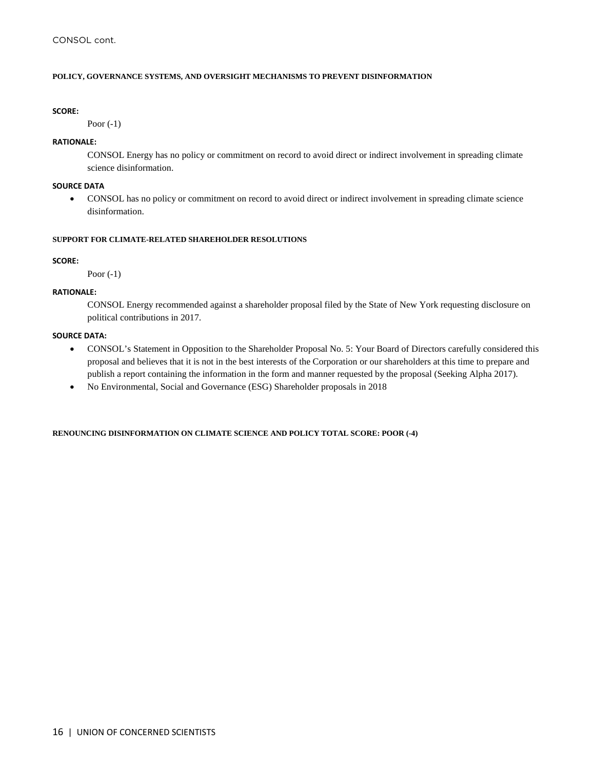CONSOL cont.

### POLICY, GOVERNANCE SYSTEMS, AND OVERSIGHT MECHANISMS TO PREVENT DISINFORMATION

**SCORE:**

Poor (-1)

**RATIONALE:**

CONSOL Energy has no policy or commitment on record to avoid direct or indirect involvement in spreading climate science disinformation.

**SOURCE DATA**

- CONSOL has no policy or commitment on record to avoid direct or indirect involvement in spreading climate science disinformation.

### SUPPORT FOR CLIMATE-RELATED SHAREHOLDER RESOLUTIONS

**SCORE:**

Poor (-1)

**RATIONALE:**

CONSOL Energy recommended against a shareholder proposal filed by the State of New York requesting disclosure on political contributions in 2017.

**SOURCE DATA:**

- CONSOL's Statement in Opposition to the Shareholder Proposal No. 5: Your Board of Directors carefully considered this proposal and believes that it is not in the best interests of the Corporation or our shareholders at this time to prepare and publish a report containing the information in the form and manner requested by the proposal (Seeking Alpha 2017).
- No Environmental, Social and Governance (ESG) Shareholder proposals in 2018

**RENOUNCING DISINFORMATION ON CLIMATE SCIENCE AND POLICY TOTAL SCORE: POOR (-4)**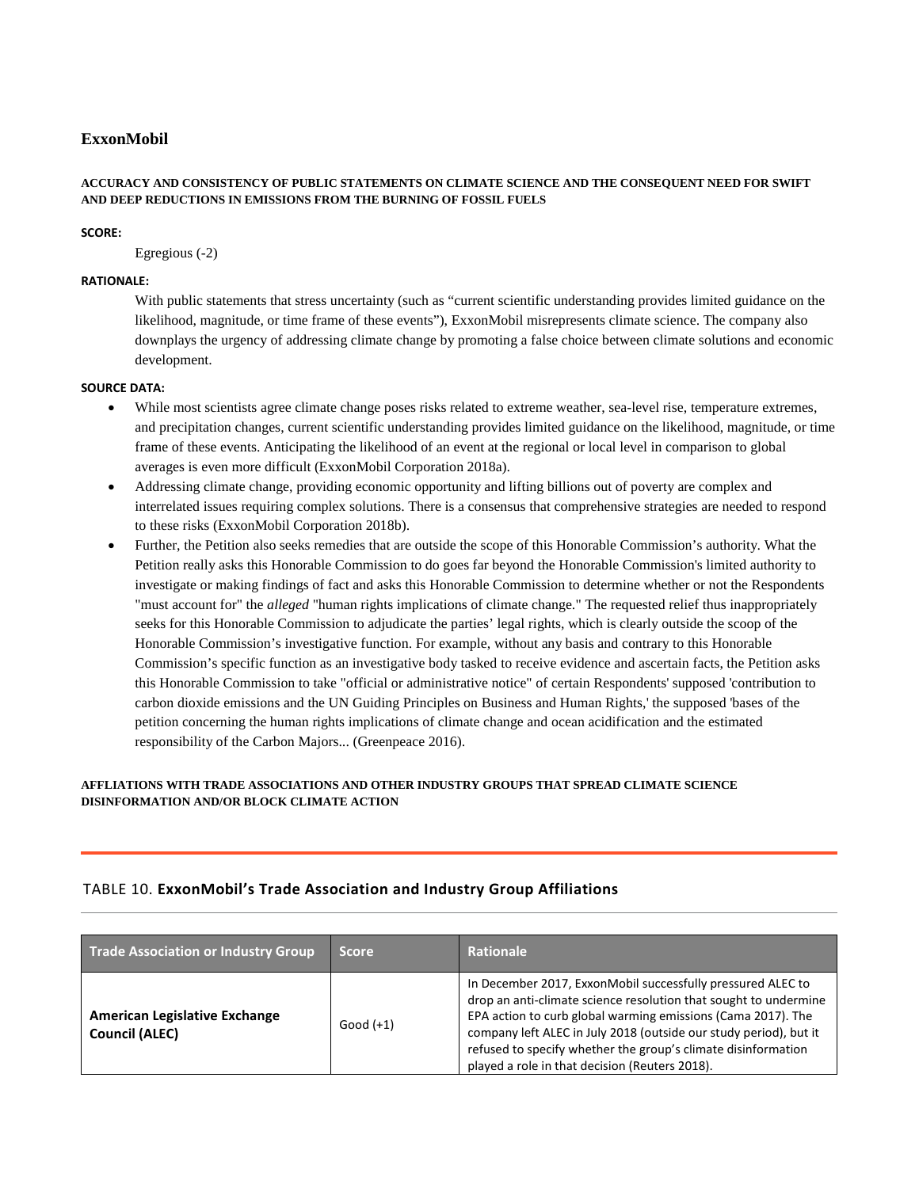## ExxonMobil

**ACCURACY AND CONSISTENCY OF PUBLIC STATEMENTS ON CLIMATE SCIENCE AND THE CONSEQUENT NEED FOR SWIFT AND DEEP REDUCTIONS IN EMISSIONS FROM THE BURNING OF FOSSIL FUELS**

**SCORE:**

Egregious (-2)

**RATIONALE:**

With public statements that stress uncertainty (such as "current scientific understanding provides limited guidance on the likelihood, magnitude, or time frame of these events"), ExxonMobil misrepresents climate science. The company also downplays the urgency of addressing climate change by promoting a false choice between climate solutions and economic development.

**SOURCE DATA:**

- While most scientists agree climate change poses risks related to extreme weather, sea-level rise, temperature extremes, and precipitation changes, current scientific understanding provides limited guidance on the likelihood, magnitude, or time frame of these events. Anticipating the likelihood of an event at the regional or local level in comparison to global averages is even more difficult (ExxonMobil Corporation 2018a).
- Addressing climate change, providing economic opportunity and lifting billions out of poverty are complex and interrelated issues requiring complex solutions. There is a consensus that comprehensive strategies are needed to respond to these risks (ExxonMobil Corporation 2018b).
- Further, the Petition also seeks remedies that are outside the scope of this Honorable Commission's authority. What the Petition really asks this Honorable Commission to do goes far beyond the Honorable Commission's limited authority to investigate or making findings of fact and asks this Honorable Commission to determine whether or not the Respondents "must account for" the *alleged* "human rights implications of climate change." The requested relief thus inappropriately seeks for this Honorable Commission to adjudicate the parties' legal rights, which is clearly outside the scoop of the Honorable Commission's investigative function. For example, without any basis and contrary to this Honorable Commission's specific function as an investigative body tasked to receive evidence and ascertain facts, the Petition asks this Honorable Commission to take "official or administrative notice" of certain Respondents' supposed 'contribution to carbon dioxide emissions and the UN Guiding Principles on Business and Human Rights,' the supposed 'bases of the petition concerning the human rights implications of climate change and ocean acidification and the estimated responsibility of the Carbon Majors... (Greenpeace 2016).

**AFFLIATIONS WITH TRADE ASSOCIATIONS AND OTHER INDUSTRY GROUPS THAT SPREAD CLIMATE SCIENCE DISINFORMATION AND/OR BLOCK CLIMATE ACTION**

TABLE 10. **ExxonMobil's Trade Association and Industry Group Affiliations**

| Trade Association or Industry Group | Score | Rationale |
|---|---|---|
| **American Legislative Exchange Council (ALEC)** | Good (+1) | In December 2017, ExxonMobil successfully pressured ALEC to drop an anti-climate science resolution that sought to undermine EPA action to curb global warming emissions (Cama 2017). The company left ALEC in July 2018 (outside our study period), but it refused to specify whether the group's climate disinformation played a role in that decision (Reuters 2018). |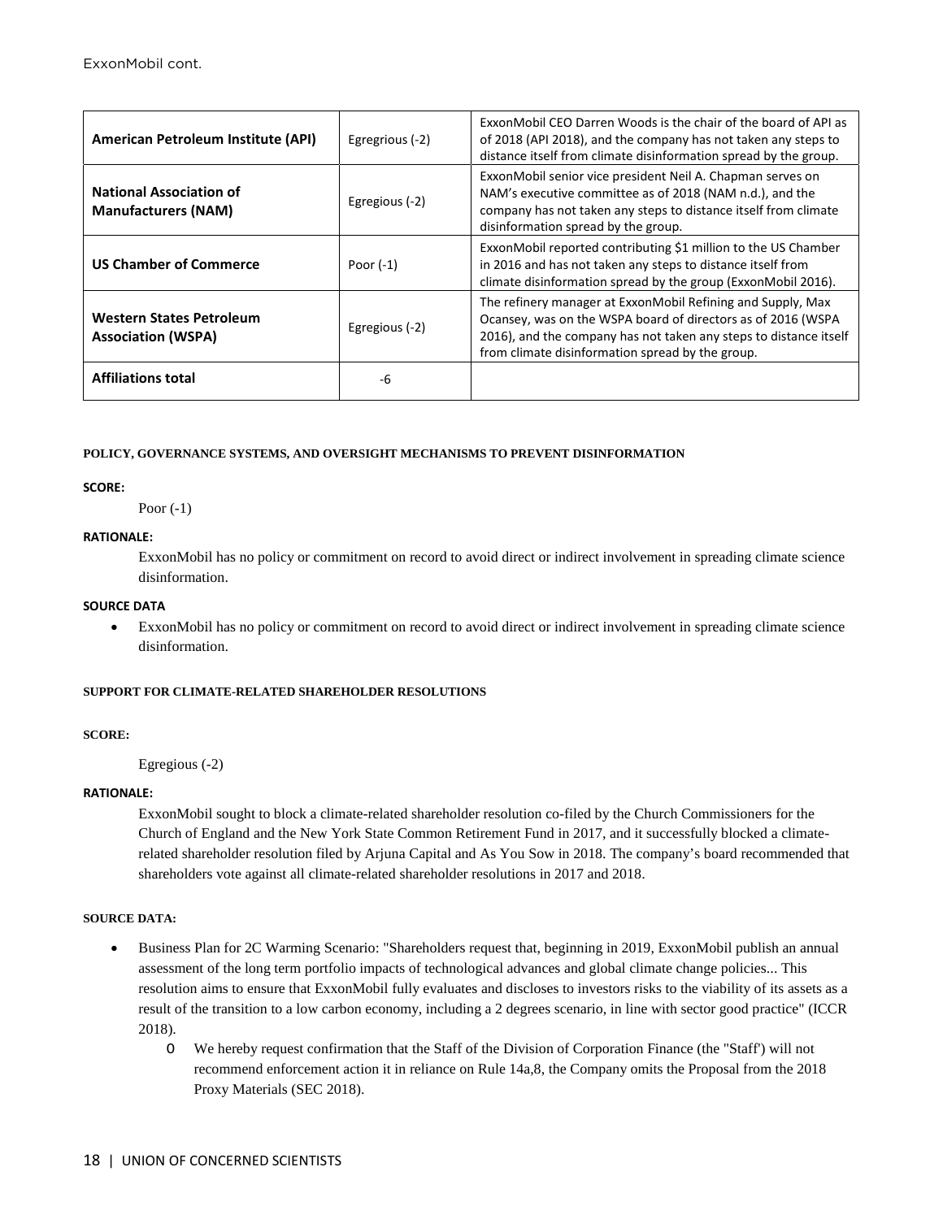ExxonMobil cont.

| | | |
|---|---|---|
| **American Petroleum Institute (API)** | Egregrious (-2) | ExxonMobil CEO Darren Woods is the chair of the board of API as of 2018 (API 2018), and the company has not taken any steps to distance itself from climate disinformation spread by the group. |
| **National Association of Manufacturers (NAM)** | Egregious (-2) | ExxonMobil senior vice president Neil A. Chapman serves on NAM's executive committee as of 2018 (NAM n.d.), and the company has not taken any steps to distance itself from climate disinformation spread by the group. |
| **US Chamber of Commerce** | Poor (-1) | ExxonMobil reported contributing $1 million to the US Chamber in 2016 and has not taken any steps to distance itself from climate disinformation spread by the group (ExxonMobil 2016). |
| **Western States Petroleum Association (WSPA)** | Egregious (-2) | The refinery manager at ExxonMobil Refining and Supply, Max Ocansey, was on the WSPA board of directors as of 2016 (WSPA 2016), and the company has not taken any steps to distance itself from climate disinformation spread by the group. |
| **Affiliations total** | -6 | |

#### POLICY, GOVERNANCE SYSTEMS, AND OVERSIGHT MECHANISMS TO PREVENT DISINFORMATION

**SCORE:**

Poor (-1)

**RATIONALE:**

ExxonMobil has no policy or commitment on record to avoid direct or indirect involvement in spreading climate science disinformation.

**SOURCE DATA**

- ExxonMobil has no policy or commitment on record to avoid direct or indirect involvement in spreading climate science disinformation.

#### SUPPORT FOR CLIMATE-RELATED SHAREHOLDER RESOLUTIONS

**SCORE:**

Egregious (-2)

**RATIONALE:**

ExxonMobil sought to block a climate-related shareholder resolution co-filed by the Church Commissioners for the Church of England and the New York State Common Retirement Fund in 2017, and it successfully blocked a climate-related shareholder resolution filed by Arjuna Capital and As You Sow in 2018. The company's board recommended that shareholders vote against all climate-related shareholder resolutions in 2017 and 2018.

**SOURCE DATA:**

- Business Plan for 2C Warming Scenario: "Shareholders request that, beginning in 2019, ExxonMobil publish an annual assessment of the long term portfolio impacts of technological advances and global climate change policies... This resolution aims to ensure that ExxonMobil fully evaluates and discloses to investors risks to the viability of its assets as a result of the transition to a low carbon economy, including a 2 degrees scenario, in line with sector good practice" (ICCR 2018).
  - We hereby request confirmation that the Staff of the Division of Corporation Finance (the "Staff') will not recommend enforcement action it in reliance on Rule 14a,8, the Company omits the Proposal from the 2018 Proxy Materials (SEC 2018).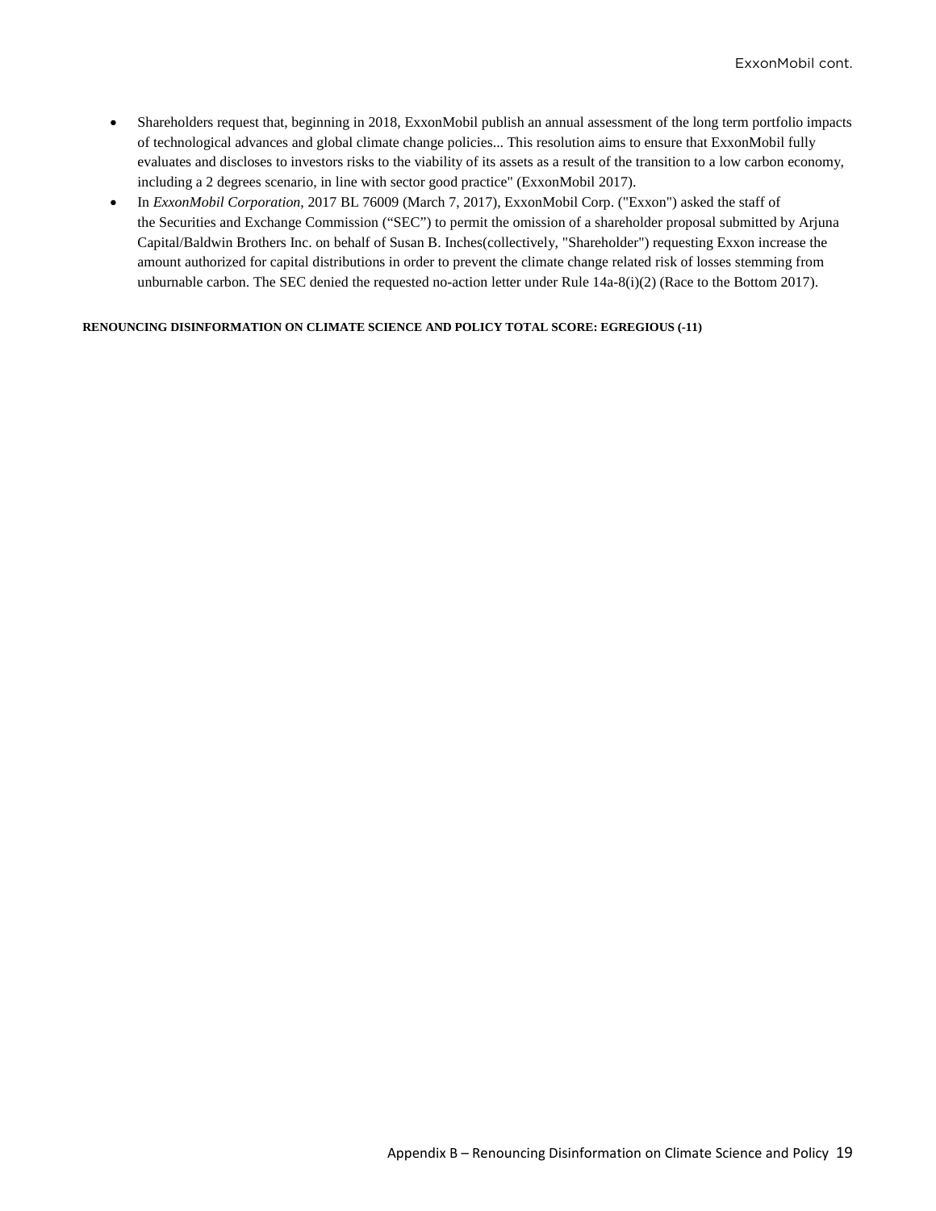- Shareholders request that, beginning in 2018, ExxonMobil publish an annual assessment of the long term portfolio impacts of technological advances and global climate change policies... This resolution aims to ensure that ExxonMobil fully evaluates and discloses to investors risks to the viability of its assets as a result of the transition to a low carbon economy, including a 2 degrees scenario, in line with sector good practice" (ExxonMobil 2017).
- In *ExxonMobil Corporation*, 2017 BL 76009 (March 7, 2017), ExxonMobil Corp. ("Exxon") asked the staff of the Securities and Exchange Commission ("SEC") to permit the omission of a shareholder proposal submitted by Arjuna Capital/Baldwin Brothers Inc. on behalf of Susan B. Inches(collectively, "Shareholder") requesting Exxon increase the amount authorized for capital distributions in order to prevent the climate change related risk of losses stemming from unburnable carbon. The SEC denied the requested no-action letter under Rule 14a-8(i)(2) (Race to the Bottom 2017).

**RENOUNCING DISINFORMATION ON CLIMATE SCIENCE AND POLICY TOTAL SCORE: EGREGIOUS (-11)**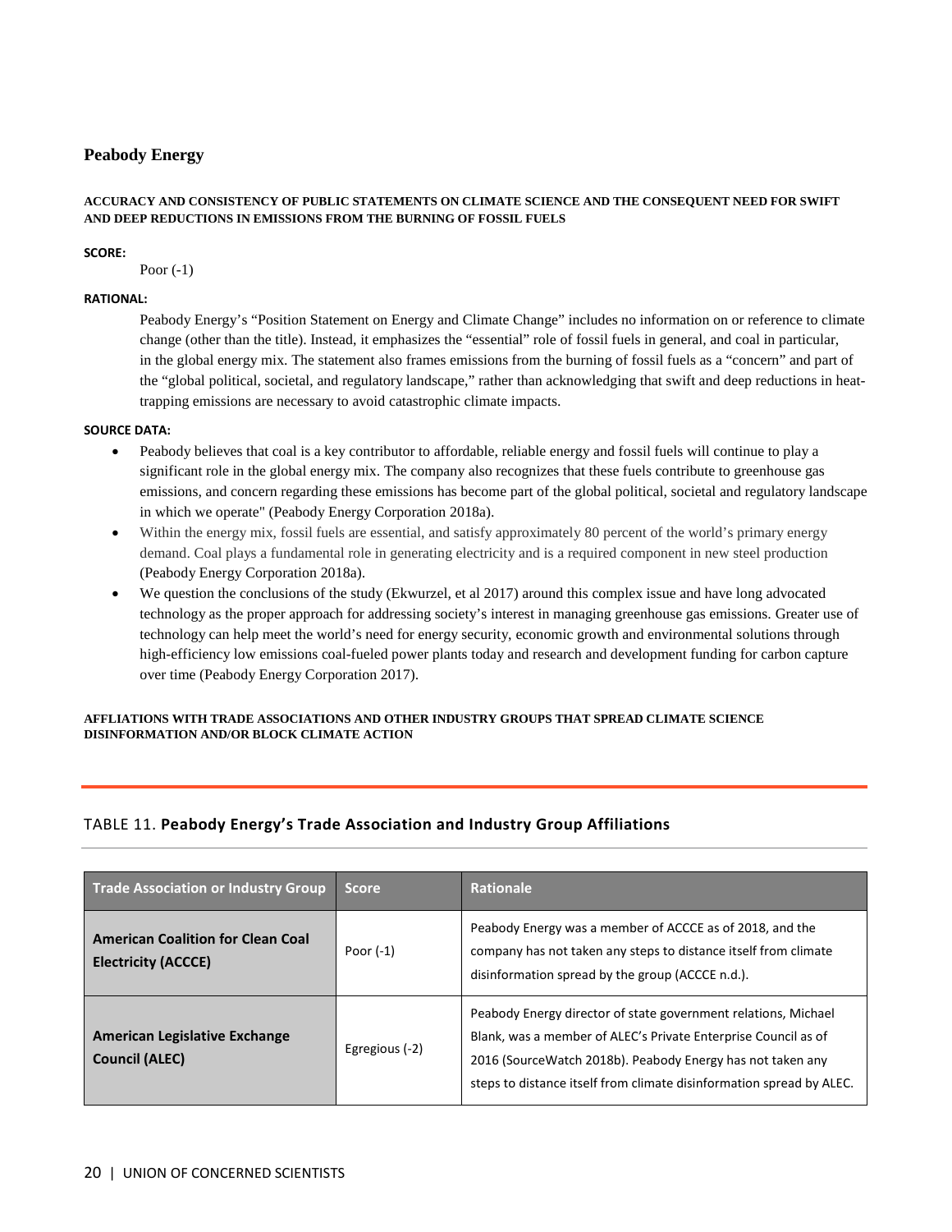## Peabody Energy

**ACCURACY AND CONSISTENCY OF PUBLIC STATEMENTS ON CLIMATE SCIENCE AND THE CONSEQUENT NEED FOR SWIFT AND DEEP REDUCTIONS IN EMISSIONS FROM THE BURNING OF FOSSIL FUELS**

**SCORE:**

Poor (-1)

**RATIONAL:**

Peabody Energy's "Position Statement on Energy and Climate Change" includes no information on or reference to climate change (other than the title). Instead, it emphasizes the "essential" role of fossil fuels in general, and coal in particular, in the global energy mix. The statement also frames emissions from the burning of fossil fuels as a "concern" and part of the "global political, societal, and regulatory landscape," rather than acknowledging that swift and deep reductions in heat-trapping emissions are necessary to avoid catastrophic climate impacts.

**SOURCE DATA:**

- Peabody believes that coal is a key contributor to affordable, reliable energy and fossil fuels will continue to play a significant role in the global energy mix. The company also recognizes that these fuels contribute to greenhouse gas emissions, and concern regarding these emissions has become part of the global political, societal and regulatory landscape in which we operate" (Peabody Energy Corporation 2018a).
- Within the energy mix, fossil fuels are essential, and satisfy approximately 80 percent of the world's primary energy demand. Coal plays a fundamental role in generating electricity and is a required component in new steel production (Peabody Energy Corporation 2018a).
- We question the conclusions of the study (Ekwurzel, et al 2017) around this complex issue and have long advocated technology as the proper approach for addressing society's interest in managing greenhouse gas emissions. Greater use of technology can help meet the world's need for energy security, economic growth and environmental solutions through high-efficiency low emissions coal-fueled power plants today and research and development funding for carbon capture over time (Peabody Energy Corporation 2017).

**AFFLIATIONS WITH TRADE ASSOCIATIONS AND OTHER INDUSTRY GROUPS THAT SPREAD CLIMATE SCIENCE DISINFORMATION AND/OR BLOCK CLIMATE ACTION**

TABLE 11. **Peabody Energy's Trade Association and Industry Group Affiliations**

| Trade Association or Industry Group | Score | Rationale |
|---|---|---|
| **American Coalition for Clean Coal Electricity (ACCCE)** | Poor (-1) | Peabody Energy was a member of ACCCE as of 2018, and the company has not taken any steps to distance itself from climate disinformation spread by the group (ACCCE n.d.). |
| **American Legislative Exchange Council (ALEC)** | Egregious (-2) | Peabody Energy director of state government relations, Michael Blank, was a member of ALEC's Private Enterprise Council as of 2016 (SourceWatch 2018b). Peabody Energy has not taken any steps to distance itself from climate disinformation spread by ALEC. |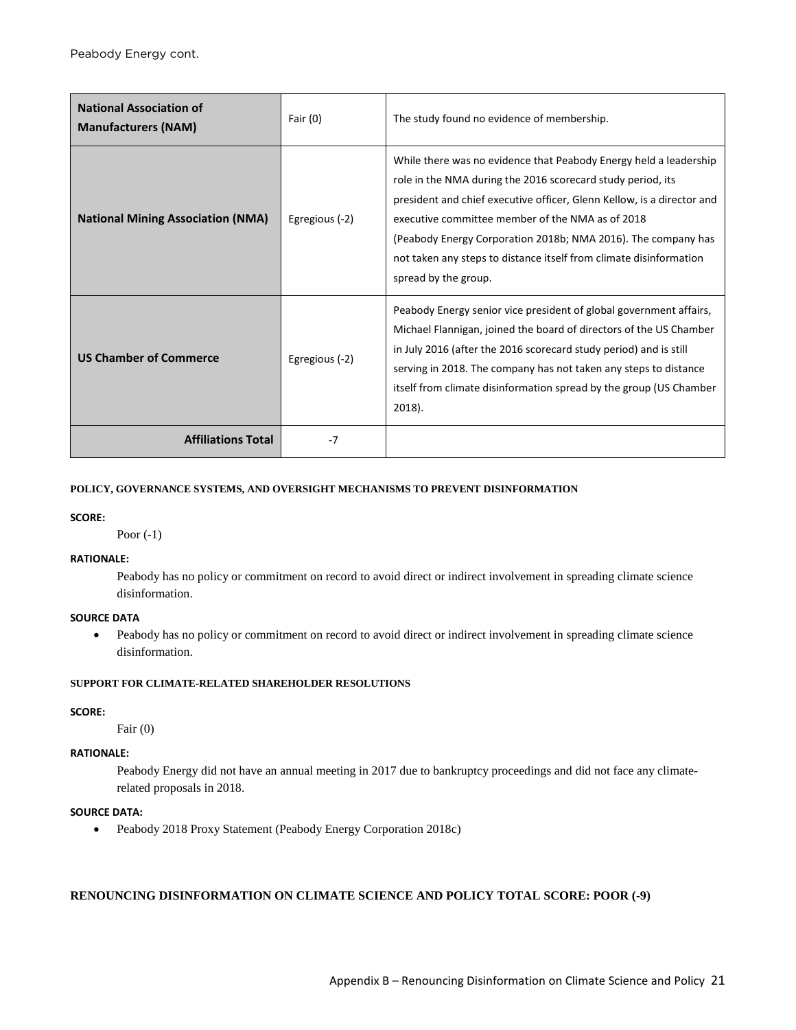Peabody Energy cont.

| | | |
|---|---|---|
| **National Association of Manufacturers (NAM)** | Fair (0) | The study found no evidence of membership. |
| **National Mining Association (NMA)** | Egregious (-2) | While there was no evidence that Peabody Energy held a leadership role in the NMA during the 2016 scorecard study period, its president and chief executive officer, Glenn Kellow, is a director and executive committee member of the NMA as of 2018 (Peabody Energy Corporation 2018b; NMA 2016). The company has not taken any steps to distance itself from climate disinformation spread by the group. |
| **US Chamber of Commerce** | Egregious (-2) | Peabody Energy senior vice president of global government affairs, Michael Flannigan, joined the board of directors of the US Chamber in July 2016 (after the 2016 scorecard study period) and is still serving in 2018. The company has not taken any steps to distance itself from climate disinformation spread by the group (US Chamber 2018). |
| **Affiliations Total** | -7 | |

#### POLICY, GOVERNANCE SYSTEMS, AND OVERSIGHT MECHANISMS TO PREVENT DISINFORMATION

**SCORE:**

Poor (-1)

**RATIONALE:**

Peabody has no policy or commitment on record to avoid direct or indirect involvement in spreading climate science disinformation.

**SOURCE DATA**

- Peabody has no policy or commitment on record to avoid direct or indirect involvement in spreading climate science disinformation.

#### SUPPORT FOR CLIMATE-RELATED SHAREHOLDER RESOLUTIONS

**SCORE:**

Fair (0)

**RATIONALE:**

Peabody Energy did not have an annual meeting in 2017 due to bankruptcy proceedings and did not face any climate-related proposals in 2018.

**SOURCE DATA:**

- Peabody 2018 Proxy Statement (Peabody Energy Corporation 2018c)

### RENOUNCING DISINFORMATION ON CLIMATE SCIENCE AND POLICY TOTAL SCORE: POOR (-9)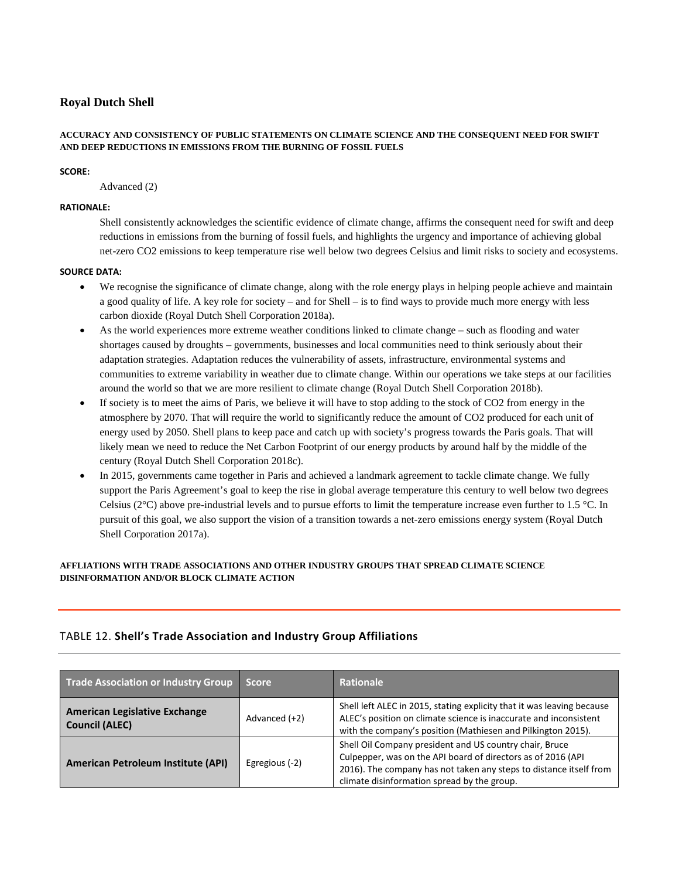## Royal Dutch Shell

#### ACCURACY AND CONSISTENCY OF PUBLIC STATEMENTS ON CLIMATE SCIENCE AND THE CONSEQUENT NEED FOR SWIFT AND DEEP REDUCTIONS IN EMISSIONS FROM THE BURNING OF FOSSIL FUELS

**SCORE:**

Advanced (2)

**RATIONALE:**

Shell consistently acknowledges the scientific evidence of climate change, affirms the consequent need for swift and deep reductions in emissions from the burning of fossil fuels, and highlights the urgency and importance of achieving global net-zero CO2 emissions to keep temperature rise well below two degrees Celsius and limit risks to society and ecosystems.

**SOURCE DATA:**

- We recognise the significance of climate change, along with the role energy plays in helping people achieve and maintain a good quality of life. A key role for society – and for Shell – is to find ways to provide much more energy with less carbon dioxide (Royal Dutch Shell Corporation 2018a).
- As the world experiences more extreme weather conditions linked to climate change – such as flooding and water shortages caused by droughts – governments, businesses and local communities need to think seriously about their adaptation strategies. Adaptation reduces the vulnerability of assets, infrastructure, environmental systems and communities to extreme variability in weather due to climate change. Within our operations we take steps at our facilities around the world so that we are more resilient to climate change (Royal Dutch Shell Corporation 2018b).
- If society is to meet the aims of Paris, we believe it will have to stop adding to the stock of CO2 from energy in the atmosphere by 2070. That will require the world to significantly reduce the amount of CO2 produced for each unit of energy used by 2050. Shell plans to keep pace and catch up with society's progress towards the Paris goals. That will likely mean we need to reduce the Net Carbon Footprint of our energy products by around half by the middle of the century (Royal Dutch Shell Corporation 2018c).
- In 2015, governments came together in Paris and achieved a landmark agreement to tackle climate change. We fully support the Paris Agreement's goal to keep the rise in global average temperature this century to well below two degrees Celsius (2°C) above pre-industrial levels and to pursue efforts to limit the temperature increase even further to 1.5 °C. In pursuit of this goal, we also support the vision of a transition towards a net-zero emissions energy system (Royal Dutch Shell Corporation 2017a).

#### AFFLIATIONS WITH TRADE ASSOCIATIONS AND OTHER INDUSTRY GROUPS THAT SPREAD CLIMATE SCIENCE DISINFORMATION AND/OR BLOCK CLIMATE ACTION

TABLE 12. **Shell's Trade Association and Industry Group Affiliations**

| Trade Association or Industry Group | Score | Rationale |
|---|---|---|
| **American Legislative Exchange Council (ALEC)** | Advanced (+2) | Shell left ALEC in 2015, stating explicity that it was leaving because ALEC's position on climate science is inaccurate and inconsistent with the company's position (Mathiesen and Pilkington 2015). |
| **American Petroleum Institute (API)** | Egregious (-2) | Shell Oil Company president and US country chair, Bruce Culpepper, was on the API board of directors as of 2016 (API 2016). The company has not taken any steps to distance itself from climate disinformation spread by the group. |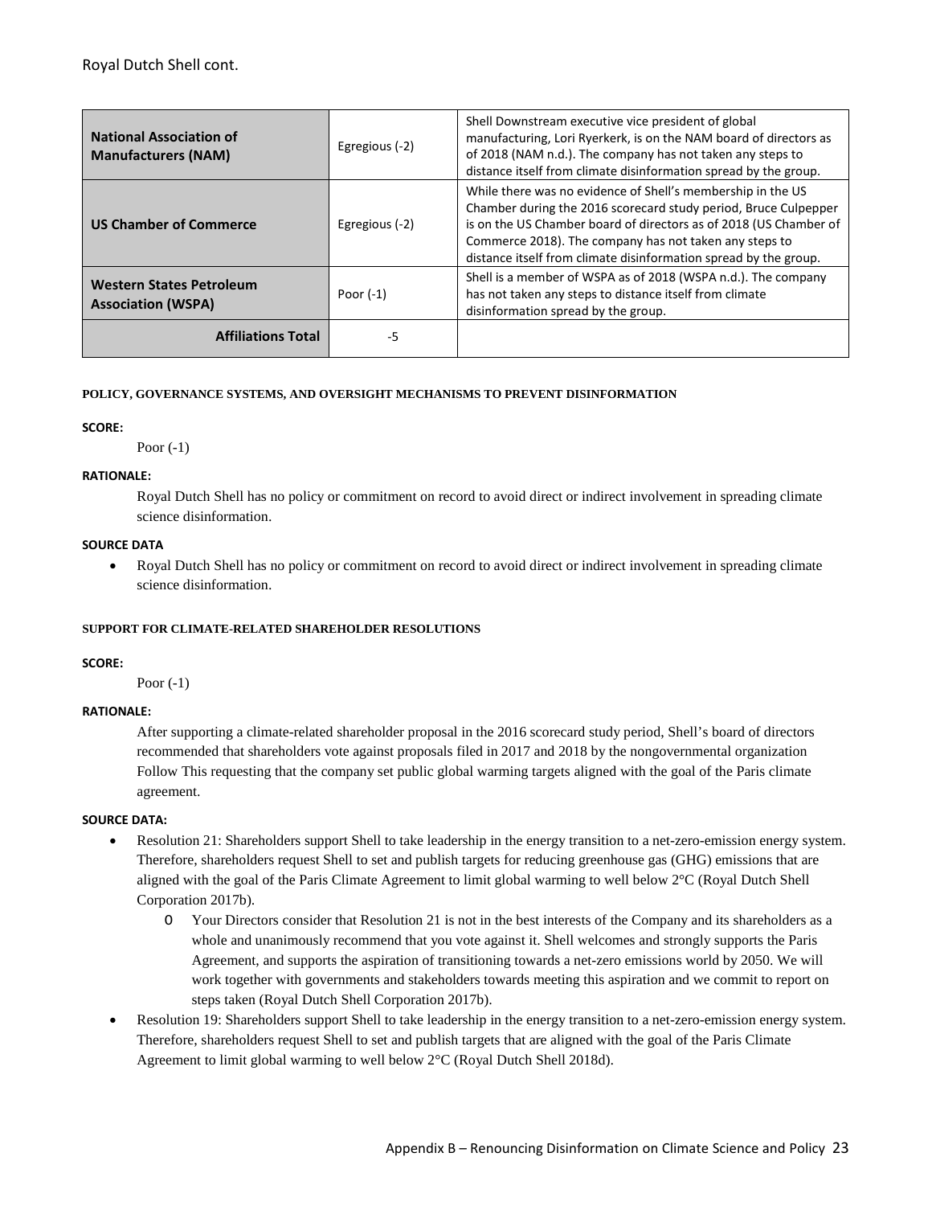Royal Dutch Shell cont.

| | | |
|---|---|---|
| **National Association of Manufacturers (NAM)** | Egregious (-2) | Shell Downstream executive vice president of global manufacturing, Lori Ryerkerk, is on the NAM board of directors as of 2018 (NAM n.d.). The company has not taken any steps to distance itself from climate disinformation spread by the group. |
| **US Chamber of Commerce** | Egregious (-2) | While there was no evidence of Shell's membership in the US Chamber during the 2016 scorecard study period, Bruce Culpepper is on the US Chamber board of directors as of 2018 (US Chamber of Commerce 2018). The company has not taken any steps to distance itself from climate disinformation spread by the group. |
| **Western States Petroleum Association (WSPA)** | Poor (-1) | Shell is a member of WSPA as of 2018 (WSPA n.d.). The company has not taken any steps to distance itself from climate disinformation spread by the group. |
| **Affiliations Total** | -5 | |

#### POLICY, GOVERNANCE SYSTEMS, AND OVERSIGHT MECHANISMS TO PREVENT DISINFORMATION

**SCORE:**

Poor (-1)

**RATIONALE:**

Royal Dutch Shell has no policy or commitment on record to avoid direct or indirect involvement in spreading climate science disinformation.

**SOURCE DATA**

- Royal Dutch Shell has no policy or commitment on record to avoid direct or indirect involvement in spreading climate science disinformation.

#### SUPPORT FOR CLIMATE-RELATED SHAREHOLDER RESOLUTIONS

**SCORE:**

Poor (-1)

**RATIONALE:**

After supporting a climate-related shareholder proposal in the 2016 scorecard study period, Shell's board of directors recommended that shareholders vote against proposals filed in 2017 and 2018 by the nongovernmental organization Follow This requesting that the company set public global warming targets aligned with the goal of the Paris climate agreement.

**SOURCE DATA:**

- Resolution 21: Shareholders support Shell to take leadership in the energy transition to a net-zero-emission energy system. Therefore, shareholders request Shell to set and publish targets for reducing greenhouse gas (GHG) emissions that are aligned with the goal of the Paris Climate Agreement to limit global warming to well below 2°C (Royal Dutch Shell Corporation 2017b).
    - Your Directors consider that Resolution 21 is not in the best interests of the Company and its shareholders as a whole and unanimously recommend that you vote against it. Shell welcomes and strongly supports the Paris Agreement, and supports the aspiration of transitioning towards a net-zero emissions world by 2050. We will work together with governments and stakeholders towards meeting this aspiration and we commit to report on steps taken (Royal Dutch Shell Corporation 2017b).
- Resolution 19: Shareholders support Shell to take leadership in the energy transition to a net-zero-emission energy system. Therefore, shareholders request Shell to set and publish targets that are aligned with the goal of the Paris Climate Agreement to limit global warming to well below 2°C (Royal Dutch Shell 2018d).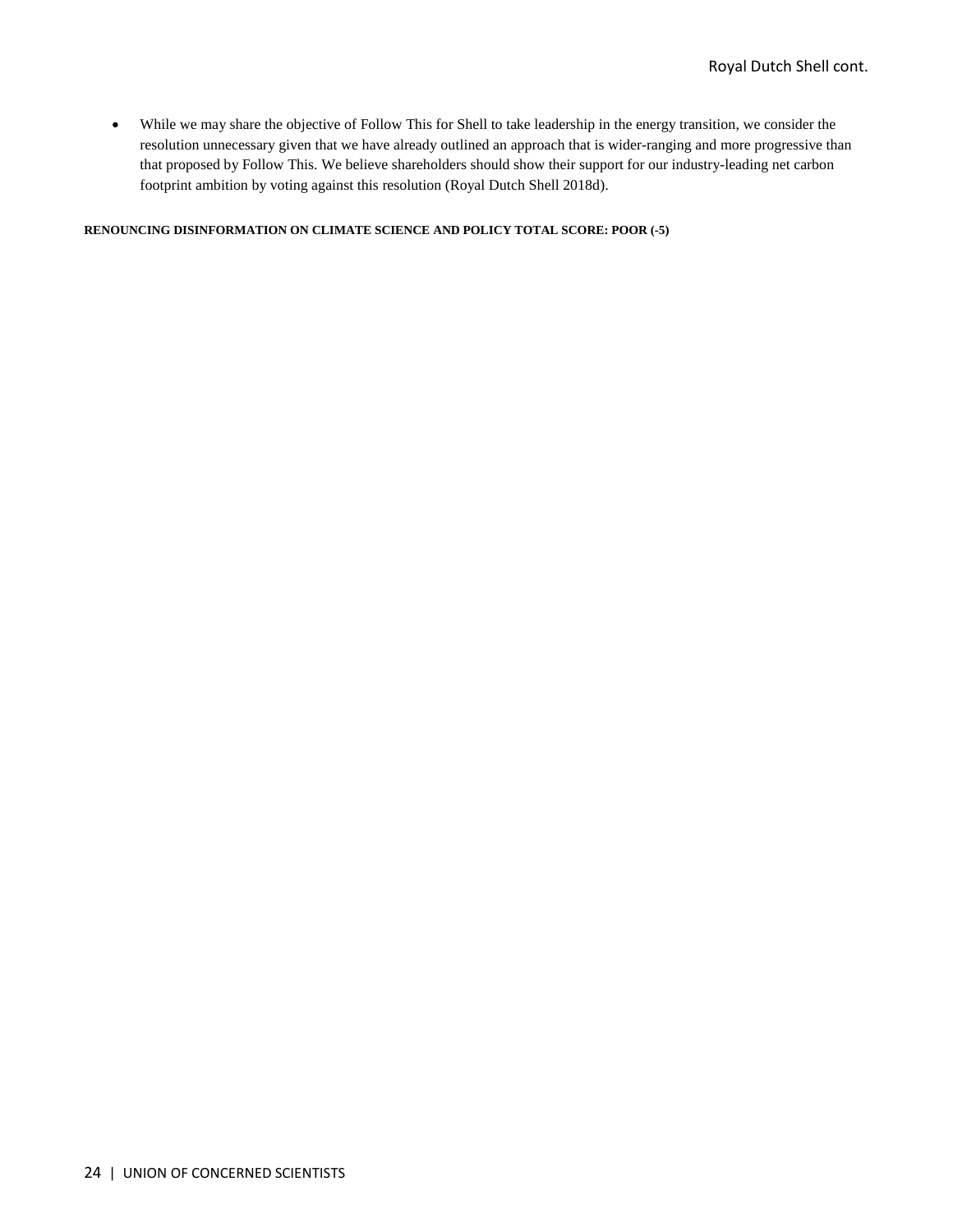- While we may share the objective of Follow This for Shell to take leadership in the energy transition, we consider the resolution unnecessary given that we have already outlined an approach that is wider-ranging and more progressive than that proposed by Follow This. We believe shareholders should show their support for our industry-leading net carbon footprint ambition by voting against this resolution (Royal Dutch Shell 2018d).

**RENOUNCING DISINFORMATION ON CLIMATE SCIENCE AND POLICY TOTAL SCORE: POOR (-5)**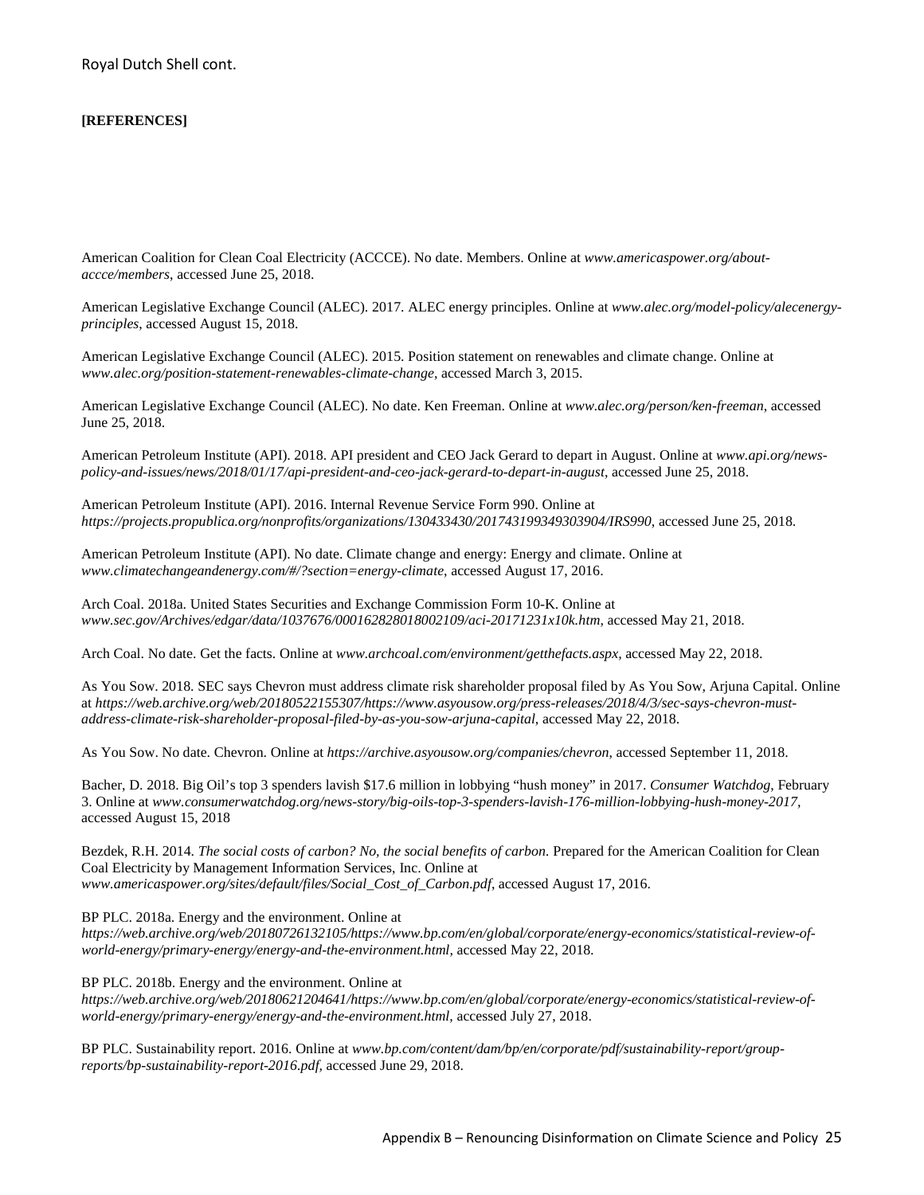Royal Dutch Shell cont.

**[REFERENCES]**

American Coalition for Clean Coal Electricity (ACCCE). No date. Members. Online at *www.americaspower.org/about-accce/members*, accessed June 25, 2018.

American Legislative Exchange Council (ALEC). 2017. ALEC energy principles. Online at *www.alec.org/model-policy/alecenergy-principles*, accessed August 15, 2018.

American Legislative Exchange Council (ALEC). 2015. Position statement on renewables and climate change. Online at *www.alec.org/position-statement-renewables-climate-change*, accessed March 3, 2015.

American Legislative Exchange Council (ALEC). No date. Ken Freeman. Online at *www.alec.org/person/ken-freeman*, accessed June 25, 2018.

American Petroleum Institute (API). 2018. API president and CEO Jack Gerard to depart in August. Online at *www.api.org/news-policy-and-issues/news/2018/01/17/api-president-and-ceo-jack-gerard-to-depart-in-august*, accessed June 25, 2018.

American Petroleum Institute (API). 2016. Internal Revenue Service Form 990. Online at *https://projects.propublica.org/nonprofits/organizations/130433430/201743199349303904/IRS990*, accessed June 25, 2018.

American Petroleum Institute (API). No date. Climate change and energy: Energy and climate. Online at *www.climatechangeandenergy.com/#/?section=energy-climate*, accessed August 17, 2016.

Arch Coal. 2018a. United States Securities and Exchange Commission Form 10-K. Online at *www.sec.gov/Archives/edgar/data/1037676/000162828018002109/aci-20171231x10k.htm*, accessed May 21, 2018.

Arch Coal. No date. Get the facts. Online at *www.archcoal.com/environment/getthefacts.aspx*, accessed May 22, 2018.

As You Sow. 2018. SEC says Chevron must address climate risk shareholder proposal filed by As You Sow, Arjuna Capital. Online at *https://web.archive.org/web/20180522155307/https://www.asyousow.org/press-releases/2018/4/3/sec-says-chevron-must-address-climate-risk-shareholder-proposal-filed-by-as-you-sow-arjuna-capital*, accessed May 22, 2018.

As You Sow. No date. Chevron. Online at *https://archive.asyousow.org/companies/chevron*, accessed September 11, 2018.

Bacher, D. 2018. Big Oil's top 3 spenders lavish $17.6 million in lobbying "hush money" in 2017. *Consumer Watchdog*, February 3. Online at *www.consumerwatchdog.org/news-story/big-oils-top-3-spenders-lavish-176-million-lobbying-hush-money-2017*, accessed August 15, 2018

Bezdek, R.H. 2014. *The social costs of carbon? No, the social benefits of carbon.* Prepared for the American Coalition for Clean Coal Electricity by Management Information Services, Inc. Online at *www.americaspower.org/sites/default/files/Social_Cost_of_Carbon.pdf*, accessed August 17, 2016.

BP PLC. 2018a. Energy and the environment. Online at *https://web.archive.org/web/20180726132105/https://www.bp.com/en/global/corporate/energy-economics/statistical-review-of-world-energy/primary-energy/energy-and-the-environment.html*, accessed May 22, 2018.

BP PLC. 2018b. Energy and the environment. Online at *https://web.archive.org/web/20180621204641/https://www.bp.com/en/global/corporate/energy-economics/statistical-review-of-world-energy/primary-energy/energy-and-the-environment.html*, accessed July 27, 2018.

BP PLC. Sustainability report. 2016. Online at *www.bp.com/content/dam/bp/en/corporate/pdf/sustainability-report/group-reports/bp-sustainability-report-2016.pdf*, accessed June 29, 2018.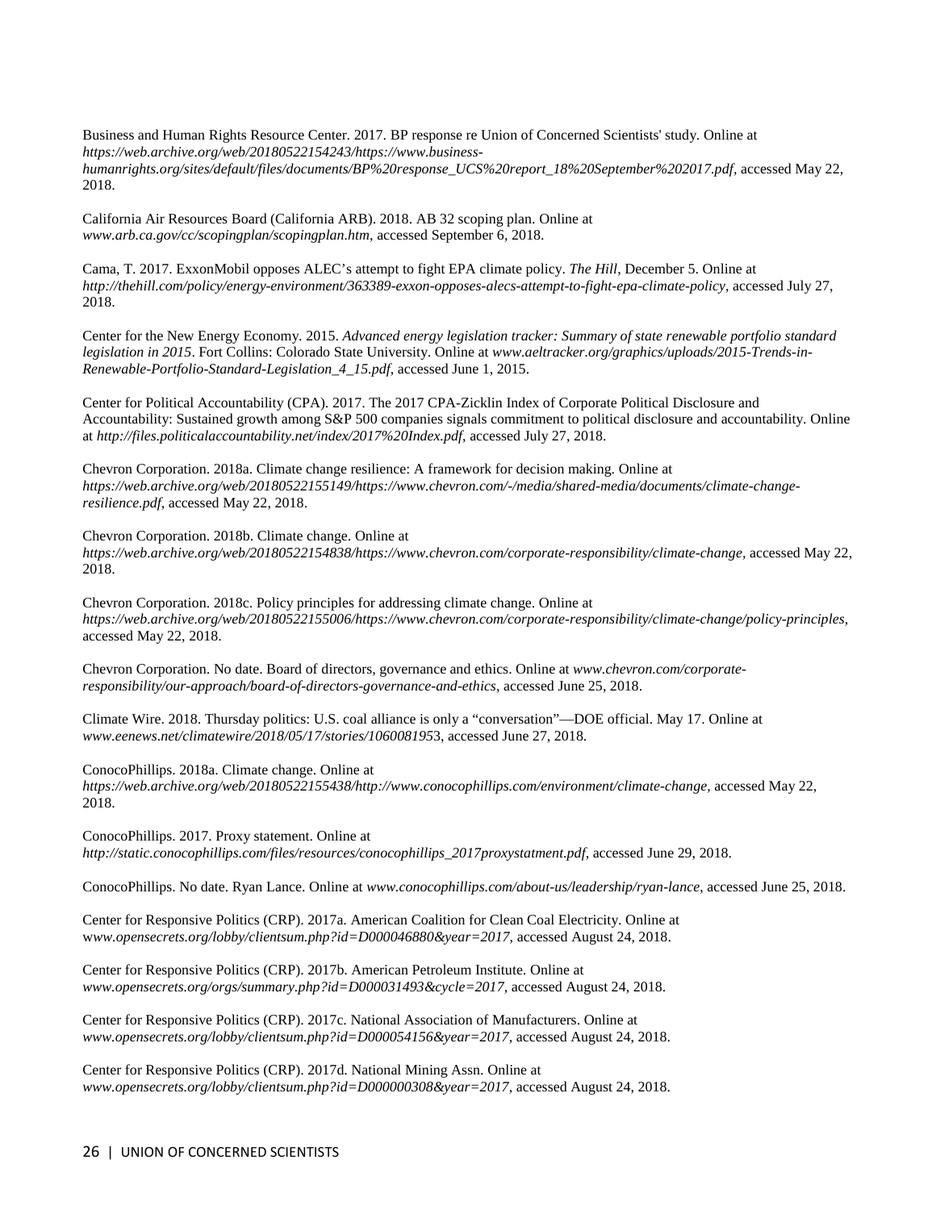Business and Human Rights Resource Center. 2017. BP response re Union of Concerned Scientists' study. Online at *https://web.archive.org/web/20180522154243/https://www.business-humanrights.org/sites/default/files/documents/BP%20response_UCS%20report_18%20September%202017.pdf*, accessed May 22, 2018.

California Air Resources Board (California ARB). 2018. AB 32 scoping plan. Online at *www.arb.ca.gov/cc/scopingplan/scopingplan.htm*, accessed September 6, 2018.

Cama, T. 2017. ExxonMobil opposes ALEC's attempt to fight EPA climate policy. *The Hill*, December 5. Online at *http://thehill.com/policy/energy-environment/363389-exxon-opposes-alecs-attempt-to-fight-epa-climate-policy*, accessed July 27, 2018.

Center for the New Energy Economy. 2015. *Advanced energy legislation tracker: Summary of state renewable portfolio standard legislation in 2015*. Fort Collins: Colorado State University. Online at *www.aeltracker.org/graphics/uploads/2015-Trends-in-Renewable-Portfolio-Standard-Legislation_4_15.pdf*, accessed June 1, 2015.

Center for Political Accountability (CPA). 2017. The 2017 CPA-Zicklin Index of Corporate Political Disclosure and Accountability: Sustained growth among S&P 500 companies signals commitment to political disclosure and accountability. Online at *http://files.politicalaccountability.net/index/2017%20Index.pdf*, accessed July 27, 2018.

Chevron Corporation. 2018a. Climate change resilience: A framework for decision making. Online at *https://web.archive.org/web/20180522155149/https://www.chevron.com/-/media/shared-media/documents/climate-change-resilience.pdf*, accessed May 22, 2018.

Chevron Corporation. 2018b. Climate change. Online at *https://web.archive.org/web/20180522154838/https://www.chevron.com/corporate-responsibility/climate-change*, accessed May 22, 2018.

Chevron Corporation. 2018c. Policy principles for addressing climate change. Online at *https://web.archive.org/web/20180522155006/https://www.chevron.com/corporate-responsibility/climate-change/policy-principles*, accessed May 22, 2018.

Chevron Corporation. No date. Board of directors, governance and ethics. Online at *www.chevron.com/corporate-responsibility/our-approach/board-of-directors-governance-and-ethics*, accessed June 25, 2018.

Climate Wire. 2018. Thursday politics: U.S. coal alliance is only a "conversation"—DOE official. May 17. Online at *www.eenews.net/climatewire/2018/05/17/stories/10600819553*, accessed June 27, 2018.

ConocoPhillips. 2018a. Climate change. Online at *https://web.archive.org/web/20180522155438/http://www.conocophillips.com/environment/climate-change*, accessed May 22, 2018.

ConocoPhillips. 2017. Proxy statement. Online at *http://static.conocophillips.com/files/resources/conocophillips_2017proxystatment.pdf*, accessed June 29, 2018.

ConocoPhillips. No date. Ryan Lance. Online at *www.conocophillips.com/about-us/leadership/ryan-lance*, accessed June 25, 2018.

Center for Responsive Politics (CRP). 2017a. American Coalition for Clean Coal Electricity. Online at *www.opensecrets.org/lobby/clientsum.php?id=D000046880&year=2017*, accessed August 24, 2018.

Center for Responsive Politics (CRP). 2017b. American Petroleum Institute. Online at *www.opensecrets.org/orgs/summary.php?id=D000031493&cycle=2017*, accessed August 24, 2018.

Center for Responsive Politics (CRP). 2017c. National Association of Manufacturers. Online at *www.opensecrets.org/lobby/clientsum.php?id=D000054156&year=2017*, accessed August 24, 2018.

Center for Responsive Politics (CRP). 2017d. National Mining Assn. Online at *www.opensecrets.org/lobby/clientsum.php?id=D000000308&year=2017*, accessed August 24, 2018.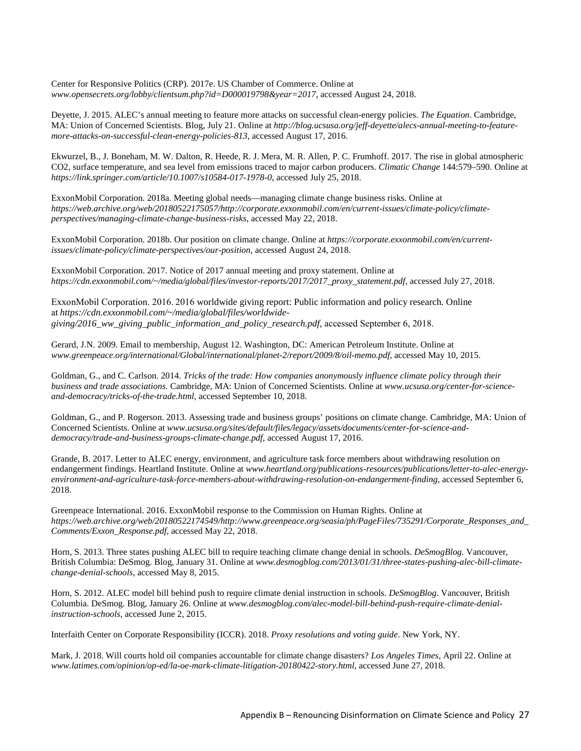Center for Responsive Politics (CRP). 2017e. US Chamber of Commerce. Online at *www.opensecrets.org/lobby/clientsum.php?id=D000019798&year=2017*, accessed August 24, 2018.

Deyette, J. 2015. ALEC's annual meeting to feature more attacks on successful clean-energy policies. *The Equation*. Cambridge, MA: Union of Concerned Scientists. Blog, July 21. Online at *http://blog.ucsusa.org/jeff-deyette/alecs-annual-meeting-to-feature-more-attacks-on-successful-clean-energy-policies-813*, accessed August 17, 2016.

Ekwurzel, B., J. Boneham, M. W. Dalton, R. Heede, R. J. Mera, M. R. Allen, P. C. Frumhoff. 2017. The rise in global atmospheric CO2, surface temperature, and sea level from emissions traced to major carbon producers. *Climatic Change* 144:579–590. Online at *https://link.springer.com/article/10.1007/s10584-017-1978-0*, accessed July 25, 2018.

ExxonMobil Corporation. 2018a. Meeting global needs—managing climate change business risks. Online at *https://web.archive.org/web/20180522175057/http://corporate.exxonmobil.com/en/current-issues/climate-policy/climate-perspectives/managing-climate-change-business-risks*, accessed May 22, 2018.

ExxonMobil Corporation. 2018b. Our position on climate change. Online at *https://corporate.exxonmobil.com/en/current-issues/climate-policy/climate-perspectives/our-position*, accessed August 24, 2018.

ExxonMobil Corporation. 2017. Notice of 2017 annual meeting and proxy statement. Online at *https://cdn.exxonmobil.com/~/media/global/files/investor-reports/2017/2017_proxy_statement.pdf*, accessed July 27, 2018.

ExxonMobil Corporation. 2016. 2016 worldwide giving report: Public information and policy research. Online at *https://cdn.exxonmobil.com/~/media/global/files/worldwide-giving/2016_ww_giving_public_information_and_policy_research.pdf*, accessed September 6, 2018.

Gerard, J.N. 2009. Email to membership, August 12. Washington, DC: American Petroleum Institute. Online at *www.greenpeace.org/international/Global/international/planet-2/report/2009/8/oil-memo.pdf*, accessed May 10, 2015.

Goldman, G., and C. Carlson. 2014. *Tricks of the trade: How companies anonymously influence climate policy through their business and trade associations*. Cambridge, MA: Union of Concerned Scientists. Online at *www.ucsusa.org/center-for-science-and-democracy/tricks-of-the-trade.html*, accessed September 10, 2018.

Goldman, G., and P. Rogerson. 2013. Assessing trade and business groups' positions on climate change. Cambridge, MA: Union of Concerned Scientists. Online at *www.ucsusa.org/sites/default/files/legacy/assets/documents/center-for-science-and-democracy/trade-and-business-groups-climate-change.pdf*, accessed August 17, 2016.

Grande, B. 2017. Letter to ALEC energy, environment, and agriculture task force members about withdrawing resolution on endangerment findings. Heartland Institute. Online at *www.heartland.org/publications-resources/publications/letter-to-alec-energy-environment-and-agriculture-task-force-members-about-withdrawing-resolution-on-endangerment-finding*, accessed September 6, 2018.

Greenpeace International. 2016. ExxonMobil response to the Commission on Human Rights. Online at *https://web.archive.org/web/20180522174549/http://www.greenpeace.org/seasia/ph/PageFiles/735291/Corporate_Responses_and_Comments/Exxon_Response.pdf*, accessed May 22, 2018.

Horn, S. 2013. Three states pushing ALEC bill to require teaching climate change denial in schools. *DeSmogBlog.* Vancouver, British Columbia: DeSmog. Blog, January 31. Online at *www.desmogblog.com/2013/01/31/three-states-pushing-alec-bill-climate-change-denial-schools*, accessed May 8, 2015.

Horn, S. 2012. ALEC model bill behind push to require climate denial instruction in schools. *DeSmogBlog*. Vancouver, British Columbia. DeSmog. Blog, January 26. Online at *www.desmogblog.com/alec-model-bill-behind-push-require-climate-denial-instruction-schools*, accessed June 2, 2015.

Interfaith Center on Corporate Responsibility (ICCR). 2018. *Proxy resolutions and voting guide*. New York, NY.

Mark, J. 2018. Will courts hold oil companies accountable for climate change disasters? *Los Angeles Times*, April 22. Online at *www.latimes.com/opinion/op-ed/la-oe-mark-climate-litigation-20180422-story.html*, accessed June 27, 2018.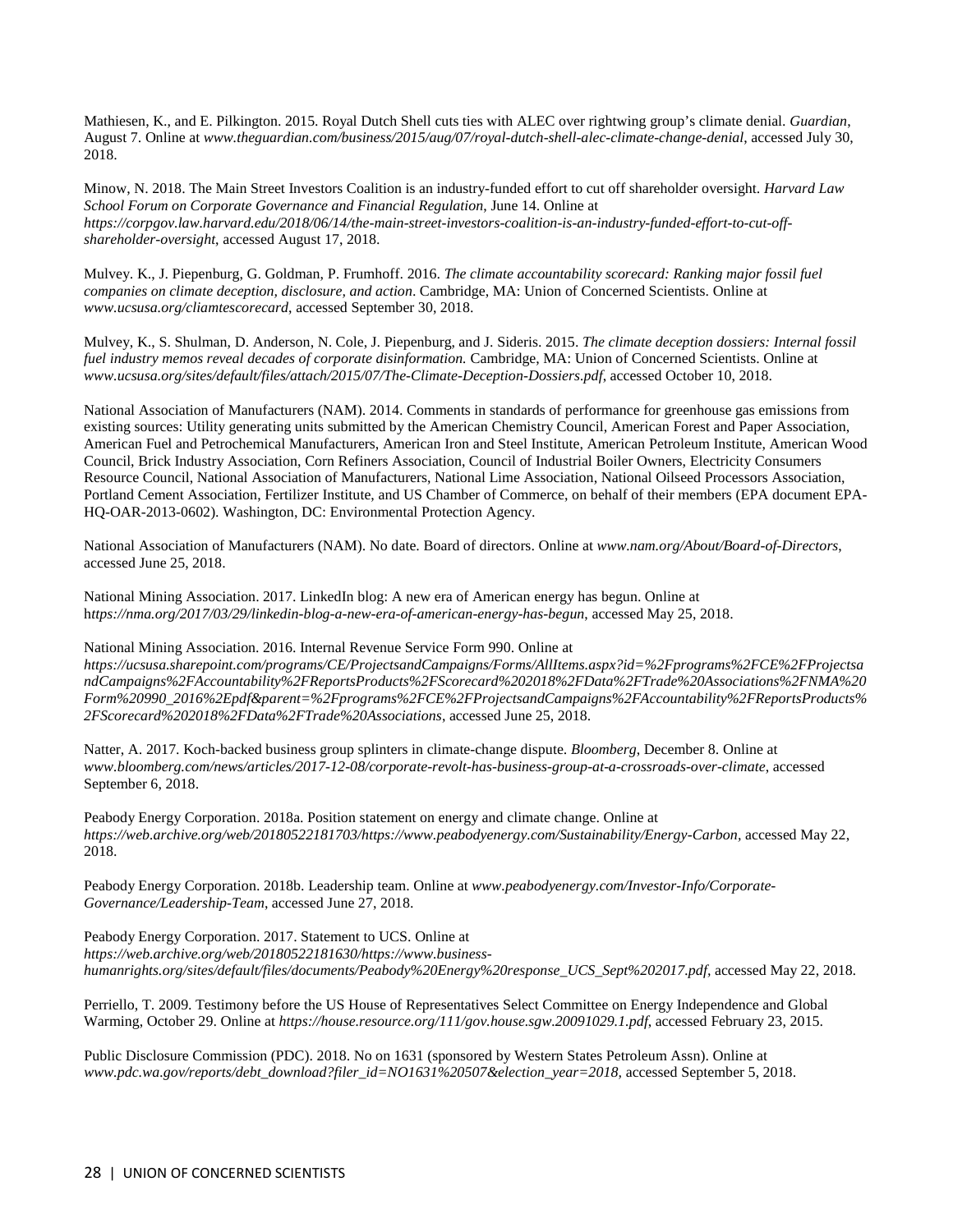Mathiesen, K., and E. Pilkington. 2015. Royal Dutch Shell cuts ties with ALEC over rightwing group's climate denial. *Guardian*, August 7. Online at *www.theguardian.com/business/2015/aug/07/royal-dutch-shell-alec-climate-change-denial*, accessed July 30, 2018.

Minow, N. 2018. The Main Street Investors Coalition is an industry-funded effort to cut off shareholder oversight. *Harvard Law School Forum on Corporate Governance and Financial Regulation*, June 14. Online at *https://corpgov.law.harvard.edu/2018/06/14/the-main-street-investors-coalition-is-an-industry-funded-effort-to-cut-off-shareholder-oversight*, accessed August 17, 2018.

Mulvey. K., J. Piepenburg, G. Goldman, P. Frumhoff. 2016. *The climate accountability scorecard: Ranking major fossil fuel companies on climate deception, disclosure, and action*. Cambridge, MA: Union of Concerned Scientists. Online at *www.ucsusa.org/cliamtescorecard*, accessed September 30, 2018.

Mulvey, K., S. Shulman, D. Anderson, N. Cole, J. Piepenburg, and J. Sideris. 2015. *The climate deception dossiers: Internal fossil fuel industry memos reveal decades of corporate disinformation.* Cambridge, MA: Union of Concerned Scientists. Online at *www.ucsusa.org/sites/default/files/attach/2015/07/The-Climate-Deception-Dossiers.pdf*, accessed October 10, 2018.

National Association of Manufacturers (NAM). 2014. Comments in standards of performance for greenhouse gas emissions from existing sources: Utility generating units submitted by the American Chemistry Council, American Forest and Paper Association, American Fuel and Petrochemical Manufacturers, American Iron and Steel Institute, American Petroleum Institute, American Wood Council, Brick Industry Association, Corn Refiners Association, Council of Industrial Boiler Owners, Electricity Consumers Resource Council, National Association of Manufacturers, National Lime Association, National Oilseed Processors Association, Portland Cement Association, Fertilizer Institute, and US Chamber of Commerce, on behalf of their members (EPA document EPA-HQ-OAR-2013-0602). Washington, DC: Environmental Protection Agency.

National Association of Manufacturers (NAM). No date. Board of directors. Online at *www.nam.org/About/Board-of-Directors*, accessed June 25, 2018.

National Mining Association. 2017. LinkedIn blog: A new era of American energy has begun. Online at h*ttps://nma.org/2017/03/29/linkedin-blog-a-new-era-of-american-energy-has-begun*, accessed May 25, 2018.

National Mining Association. 2016. Internal Revenue Service Form 990. Online at *https://ucsusa.sharepoint.com/programs/CE/ProjectsandCampaigns/Forms/AllItems.aspx?id=%2Fprograms%2FCE%2FProjectsandCampaigns%2FAccountability%2FReportsProducts%2FScorecard%202018%2FData%2FTrade%20Associations%2FNMA%20Form%20990_2016%2Epdf&parent=%2Fprograms%2FCE%2FProjectsandCampaigns%2FAccountability%2FReportsProducts%2FScorecard%202018%2FData%2FTrade%20Associations*, accessed June 25, 2018.

Natter, A. 2017. Koch-backed business group splinters in climate-change dispute. *Bloomberg*, December 8. Online at *www.bloomberg.com/news/articles/2017-12-08/corporate-revolt-has-business-group-at-a-crossroads-over-climate*, accessed September 6, 2018.

Peabody Energy Corporation. 2018a. Position statement on energy and climate change. Online at *https://web.archive.org/web/20180522181703/https://www.peabodyenergy.com/Sustainability/Energy-Carbon*, accessed May 22, 2018.

Peabody Energy Corporation. 2018b. Leadership team. Online at *www.peabodyenergy.com/Investor-Info/Corporate-Governance/Leadership-Team*, accessed June 27, 2018.

Peabody Energy Corporation. 2017. Statement to UCS. Online at *https://web.archive.org/web/20180522181630/https://www.business-humanrights.org/sites/default/files/documents/Peabody%20Energy%20response_UCS_Sept%202017.pdf*, accessed May 22, 2018.

Perriello, T. 2009. Testimony before the US House of Representatives Select Committee on Energy Independence and Global Warming, October 29. Online at *https://house.resource.org/111/gov.house.sgw.20091029.1.pdf*, accessed February 23, 2015.

Public Disclosure Commission (PDC). 2018. No on 1631 (sponsored by Western States Petroleum Assn). Online at *www.pdc.wa.gov/reports/debt_download?filer_id=NO1631%20507&election_year=2018*, accessed September 5, 2018.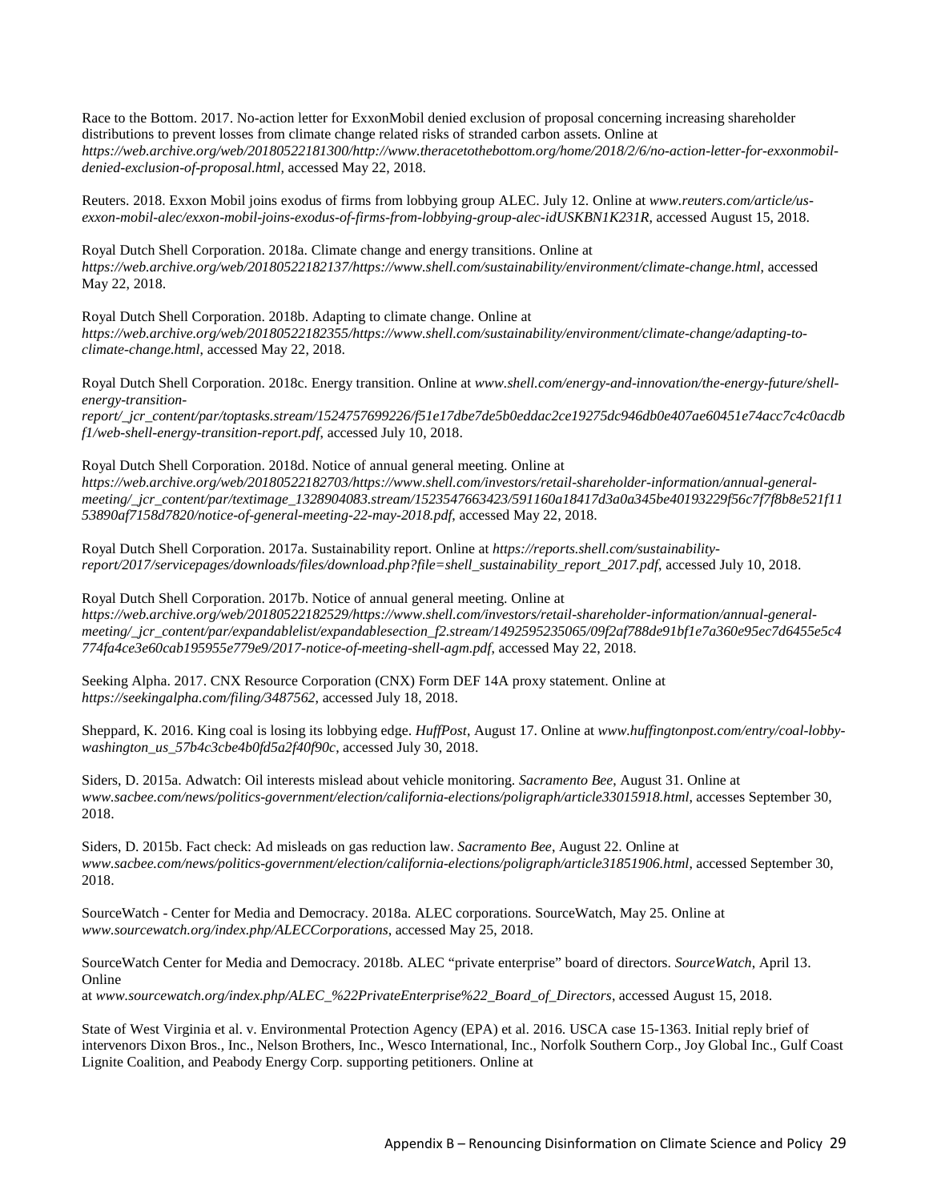Race to the Bottom. 2017. No-action letter for ExxonMobil denied exclusion of proposal concerning increasing shareholder distributions to prevent losses from climate change related risks of stranded carbon assets. Online at *https://web.archive.org/web/20180522181300/http://www.theracetothebottom.org/home/2018/2/6/no-action-letter-for-exxonmobil-denied-exclusion-of-proposal.html,* accessed May 22, 2018.

Reuters. 2018. Exxon Mobil joins exodus of firms from lobbying group ALEC. July 12. Online at *www.reuters.com/article/us-exxon-mobil-alec/exxon-mobil-joins-exodus-of-firms-from-lobbying-group-alec-idUSKBN1K231R*, accessed August 15, 2018.

Royal Dutch Shell Corporation. 2018a. Climate change and energy transitions. Online at *https://web.archive.org/web/20180522182137/https://www.shell.com/sustainability/environment/climate-change.html*, accessed May 22, 2018.

Royal Dutch Shell Corporation. 2018b. Adapting to climate change. Online at *https://web.archive.org/web/20180522182355/https://www.shell.com/sustainability/environment/climate-change/adapting-to-climate-change.html*, accessed May 22, 2018.

Royal Dutch Shell Corporation. 2018c. Energy transition. Online at *www.shell.com/energy-and-innovation/the-energy-future/shell-energy-transition-report/_jcr_content/par/toptasks.stream/1524757699226/f51e17dbe7de5b0eddac2ce19275dc946db0e407ae60451e74acc7c4c0acdbf1/web-shell-energy-transition-report.pdf*, accessed July 10, 2018.

Royal Dutch Shell Corporation. 2018d. Notice of annual general meeting. Online at *https://web.archive.org/web/20180522182703/https://www.shell.com/investors/retail-shareholder-information/annual-general-meeting/_jcr_content/par/textimage_1328904083.stream/1523547663423/591160a18417d3a0a345be40193229f56c7f7f8b8e521f1153890af7158d7820/notice-of-general-meeting-22-may-2018.pdf*, accessed May 22, 2018.

Royal Dutch Shell Corporation. 2017a. Sustainability report. Online at *https://reports.shell.com/sustainability-report/2017/servicepages/downloads/files/download.php?file=shell_sustainability_report_2017.pdf*, accessed July 10, 2018.

Royal Dutch Shell Corporation. 2017b. Notice of annual general meeting. Online at *https://web.archive.org/web/20180522182529/https://www.shell.com/investors/retail-shareholder-information/annual-general-meeting/_jcr_content/par/expandablelist/expandablesection_f2.stream/1492595235065/09f2af788de91bf1e7a360e95ec7d6455e5c4774fa4ce3e60cab195955e779e9/2017-notice-of-meeting-shell-agm.pdf*, accessed May 22, 2018.

Seeking Alpha. 2017. CNX Resource Corporation (CNX) Form DEF 14A proxy statement. Online at *https://seekingalpha.com/filing/3487562,* accessed July 18, 2018.

Sheppard, K. 2016. King coal is losing its lobbying edge. *HuffPost*, August 17. Online at *www.huffingtonpost.com/entry/coal-lobby-washington_us_57b4c3cbe4b0fd5a2f40f90c*, accessed July 30, 2018.

Siders, D. 2015a. Adwatch: Oil interests mislead about vehicle monitoring. *Sacramento Bee*, August 31. Online at *www.sacbee.com/news/politics-government/election/california-elections/poligraph/article33015918.html*, accesses September 30, 2018.

Siders, D. 2015b. Fact check: Ad misleads on gas reduction law. *Sacramento Bee*, August 22. Online at *www.sacbee.com/news/politics-government/election/california-elections/poligraph/article31851906.html,* accessed September 30, 2018.

SourceWatch - Center for Media and Democracy. 2018a. ALEC corporations. SourceWatch, May 25. Online at *www.sourcewatch.org/index.php/ALECCorporations*, accessed May 25, 2018.

SourceWatch Center for Media and Democracy. 2018b. ALEC "private enterprise" board of directors. *SourceWatch*, April 13. Online at *www.sourcewatch.org/index.php/ALEC_%22PrivateEnterprise%22_Board_of_Directors*, accessed August 15, 2018.

State of West Virginia et al. v. Environmental Protection Agency (EPA) et al. 2016. USCA case 15-1363. Initial reply brief of intervenors Dixon Bros., Inc., Nelson Brothers, Inc., Wesco International, Inc., Norfolk Southern Corp., Joy Global Inc., Gulf Coast Lignite Coalition, and Peabody Energy Corp. supporting petitioners. Online at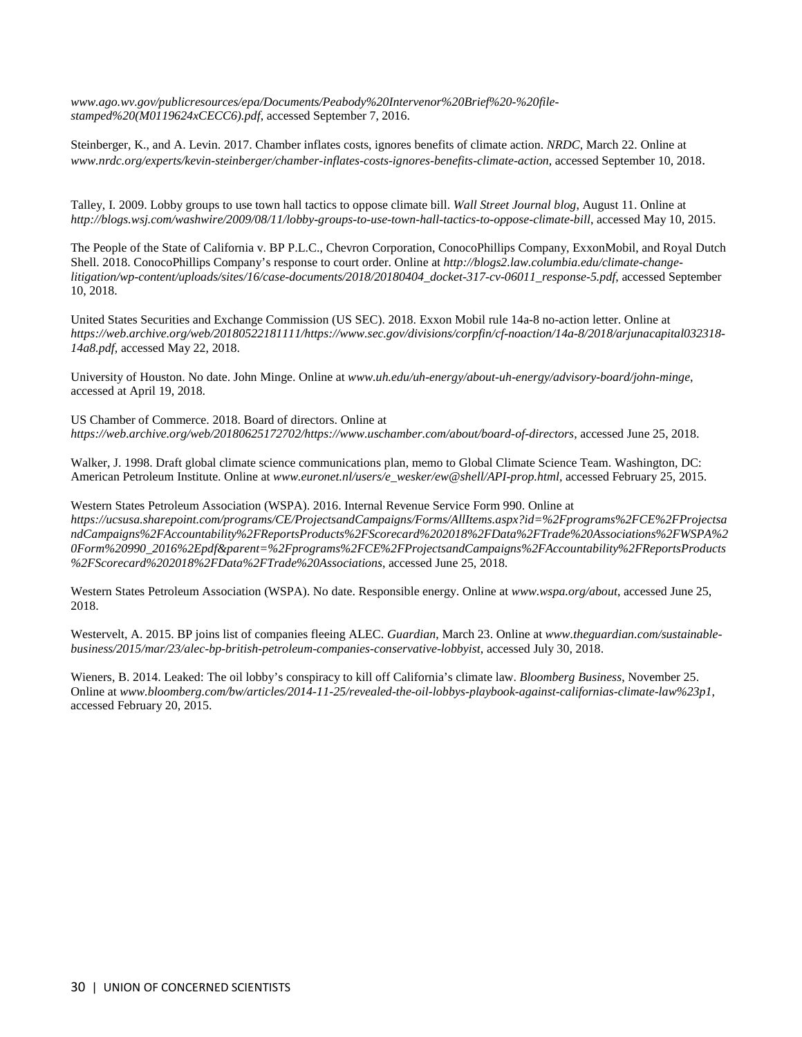*www.ago.wv.gov/publicresources/epa/Documents/Peabody%20Intervenor%20Brief%20-%20file-stamped%20(M0119624xCECC6).pdf*, accessed September 7, 2016.

Steinberger, K., and A. Levin. 2017. Chamber inflates costs, ignores benefits of climate action. *NRDC*, March 22. Online at *www.nrdc.org/experts/kevin-steinberger/chamber-inflates-costs-ignores-benefits-climate-action*, accessed September 10, 2018.

Talley, I. 2009. Lobby groups to use town hall tactics to oppose climate bill. *Wall Street Journal blog*, August 11. Online at *http://blogs.wsj.com/washwire/2009/08/11/lobby-groups-to-use-town-hall-tactics-to-oppose-climate-bill*, accessed May 10, 2015.

The People of the State of California v. BP P.L.C., Chevron Corporation, ConocoPhillips Company, ExxonMobil, and Royal Dutch Shell. 2018. ConocoPhillips Company's response to court order. Online at *http://blogs2.law.columbia.edu/climate-change-litigation/wp-content/uploads/sites/16/case-documents/2018/20180404_docket-317-cv-06011_response-5.pdf*, accessed September 10, 2018.

United States Securities and Exchange Commission (US SEC). 2018. Exxon Mobil rule 14a-8 no-action letter. Online at *https://web.archive.org/web/20180522181111/https://www.sec.gov/divisions/corpfin/cf-noaction/14a-8/2018/arjunacapital032318-14a8.pdf*, accessed May 22, 2018.

University of Houston. No date. John Minge. Online at *www.uh.edu/uh-energy/about-uh-energy/advisory-board/john-minge*, accessed at April 19, 2018.

US Chamber of Commerce. 2018. Board of directors. Online at *https://web.archive.org/web/20180625172702/https://www.uschamber.com/about/board-of-directors*, accessed June 25, 2018.

Walker, J. 1998. Draft global climate science communications plan, memo to Global Climate Science Team. Washington, DC: American Petroleum Institute. Online at *www.euronet.nl/users/e_wesker/ew@shell/API-prop.html*, accessed February 25, 2015.

Western States Petroleum Association (WSPA). 2016. Internal Revenue Service Form 990. Online at *https://ucsusa.sharepoint.com/programs/CE/ProjectsandCampaigns/Forms/AllItems.aspx?id=%2Fprograms%2FCE%2FProjectsandCampaigns%2FAccountability%2FReportsProducts%2FScorecard%202018%2FData%2FTrade%20Associations%2FWSPA%20Form%20990_2016%2Epdf&parent=%2Fprograms%2FCE%2FProjectsandCampaigns%2FAccountability%2FReportsProducts%2FScorecard%202018%2FData%2FTrade%20Associations*, accessed June 25, 2018.

Western States Petroleum Association (WSPA). No date. Responsible energy. Online at *www.wspa.org/about*, accessed June 25, 2018.

Westervelt, A. 2015. BP joins list of companies fleeing ALEC. *Guardian*, March 23. Online at *www.theguardian.com/sustainable-business/2015/mar/23/alec-bp-british-petroleum-companies-conservative-lobbyist*, accessed July 30, 2018.

Wieners, B. 2014. Leaked: The oil lobby's conspiracy to kill off California's climate law. *Bloomberg Business*, November 25. Online at *www.bloomberg.com/bw/articles/2014-11-25/revealed-the-oil-lobbys-playbook-against-californias-climate-law%23p1*, accessed February 20, 2015.